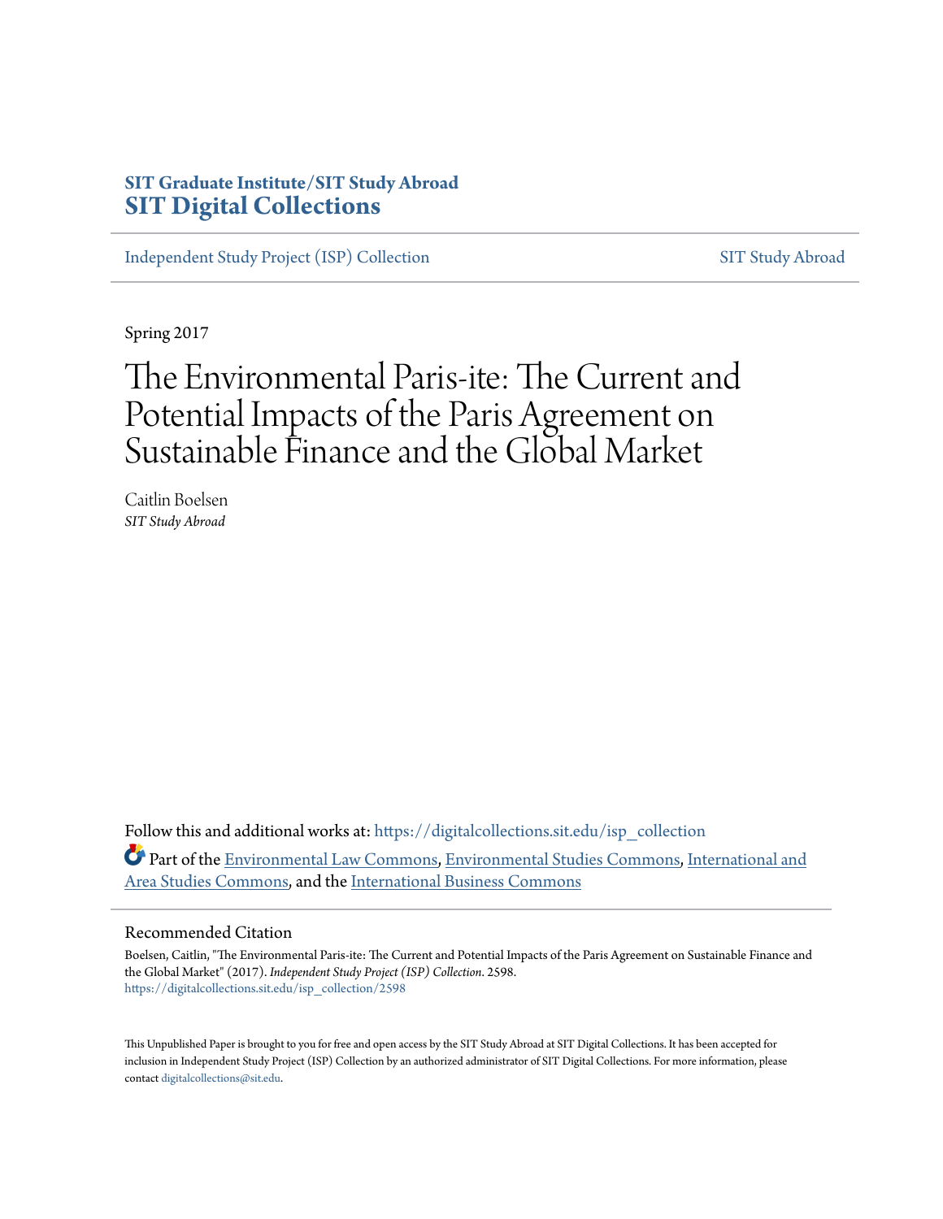SIT Graduate Institute/SIT Study Abroad
**SIT Digital Collections**

Independent Study Project (ISP) Collection | SIT Study Abroad

Spring 2017

# The Environmental Paris-ite: The Current and Potential Impacts of the Paris Agreement on Sustainable Finance and the Global Market

Caitlin Boelsen
*SIT Study Abroad*

Follow this and additional works at: https://digitalcollections.sit.edu/isp_collection

Part of the Environmental Law Commons, Environmental Studies Commons, International and Area Studies Commons, and the International Business Commons

## Recommended Citation

Boelsen, Caitlin, "The Environmental Paris-ite: The Current and Potential Impacts of the Paris Agreement on Sustainable Finance and the Global Market" (2017). *Independent Study Project (ISP) Collection*. 2598.
https://digitalcollections.sit.edu/isp_collection/2598

This Unpublished Paper is brought to you for free and open access by the SIT Study Abroad at SIT Digital Collections. It has been accepted for inclusion in Independent Study Project (ISP) Collection by an authorized administrator of SIT Digital Collections. For more information, please contact digitalcollections@sit.edu.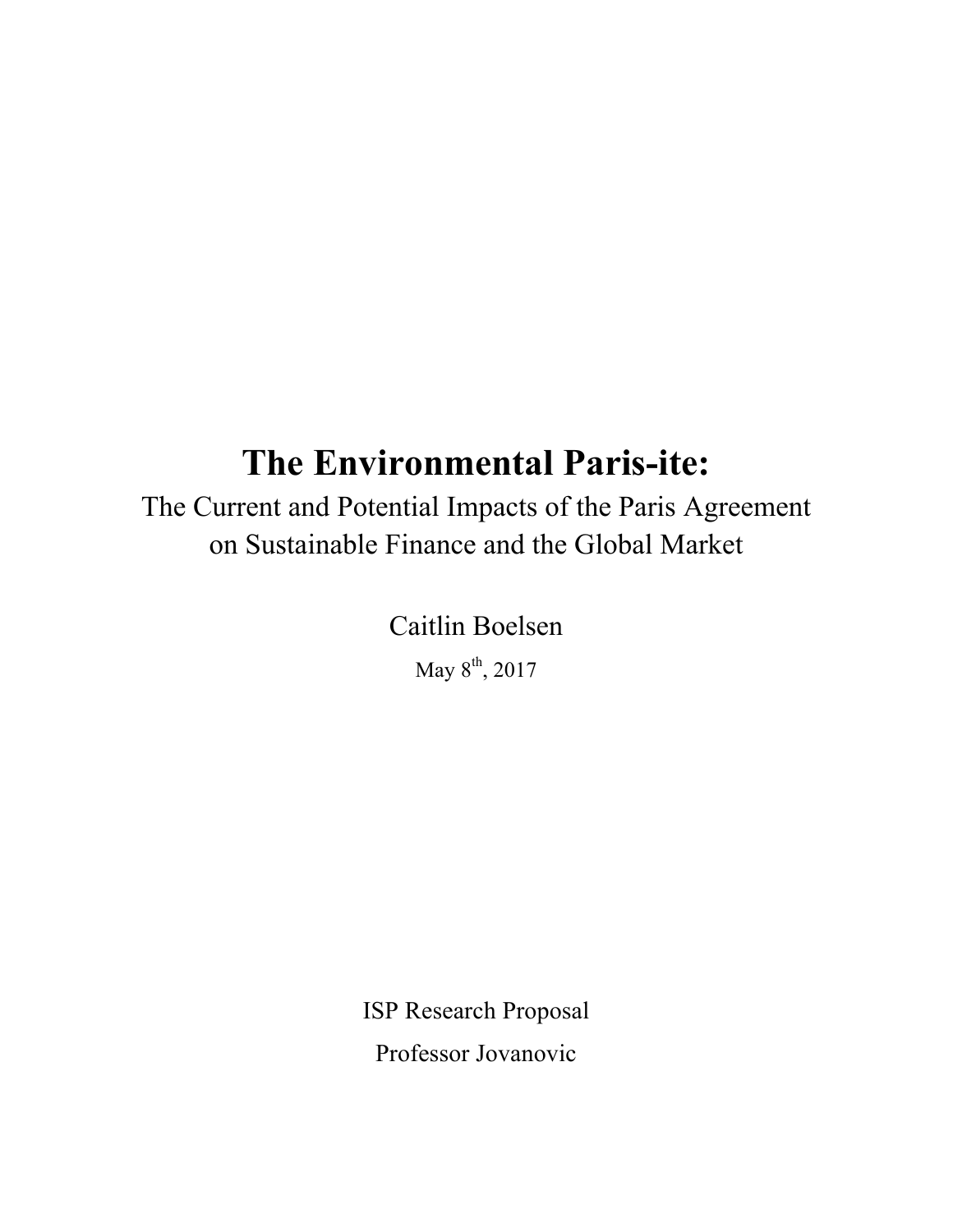# The Environmental Paris-ite:

The Current and Potential Impacts of the Paris Agreement on Sustainable Finance and the Global Market

Caitlin Boelsen

May 8th, 2017

ISP Research Proposal

Professor Jovanovic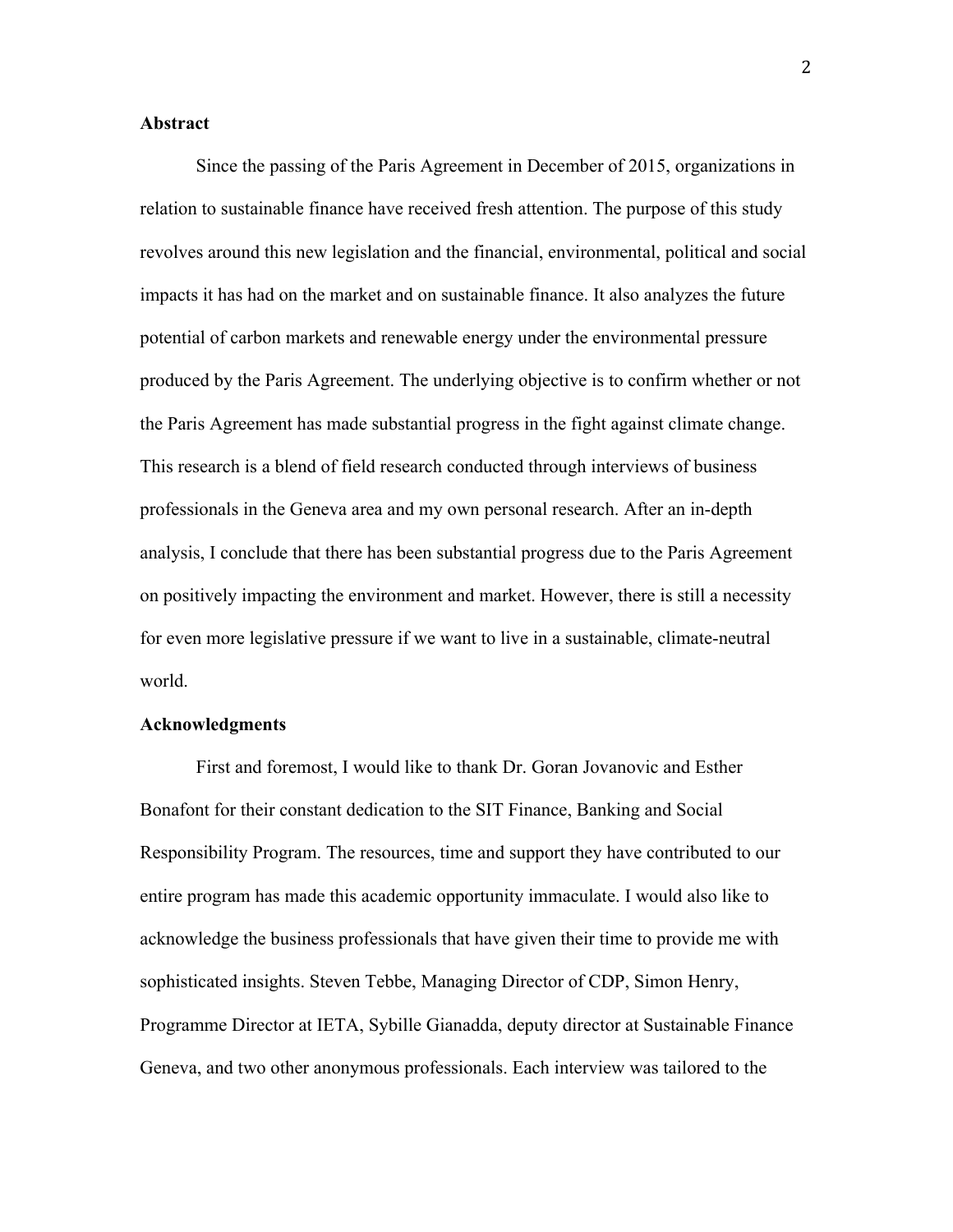## Abstract

Since the passing of the Paris Agreement in December of 2015, organizations in relation to sustainable finance have received fresh attention. The purpose of this study revolves around this new legislation and the financial, environmental, political and social impacts it has had on the market and on sustainable finance. It also analyzes the future potential of carbon markets and renewable energy under the environmental pressure produced by the Paris Agreement. The underlying objective is to confirm whether or not the Paris Agreement has made substantial progress in the fight against climate change. This research is a blend of field research conducted through interviews of business professionals in the Geneva area and my own personal research. After an in-depth analysis, I conclude that there has been substantial progress due to the Paris Agreement on positively impacting the environment and market. However, there is still a necessity for even more legislative pressure if we want to live in a sustainable, climate-neutral world.

## Acknowledgments

First and foremost, I would like to thank Dr. Goran Jovanovic and Esther Bonafont for their constant dedication to the SIT Finance, Banking and Social Responsibility Program. The resources, time and support they have contributed to our entire program has made this academic opportunity immaculate. I would also like to acknowledge the business professionals that have given their time to provide me with sophisticated insights. Steven Tebbe, Managing Director of CDP, Simon Henry, Programme Director at IETA, Sybille Gianadda, deputy director at Sustainable Finance Geneva, and two other anonymous professionals. Each interview was tailored to the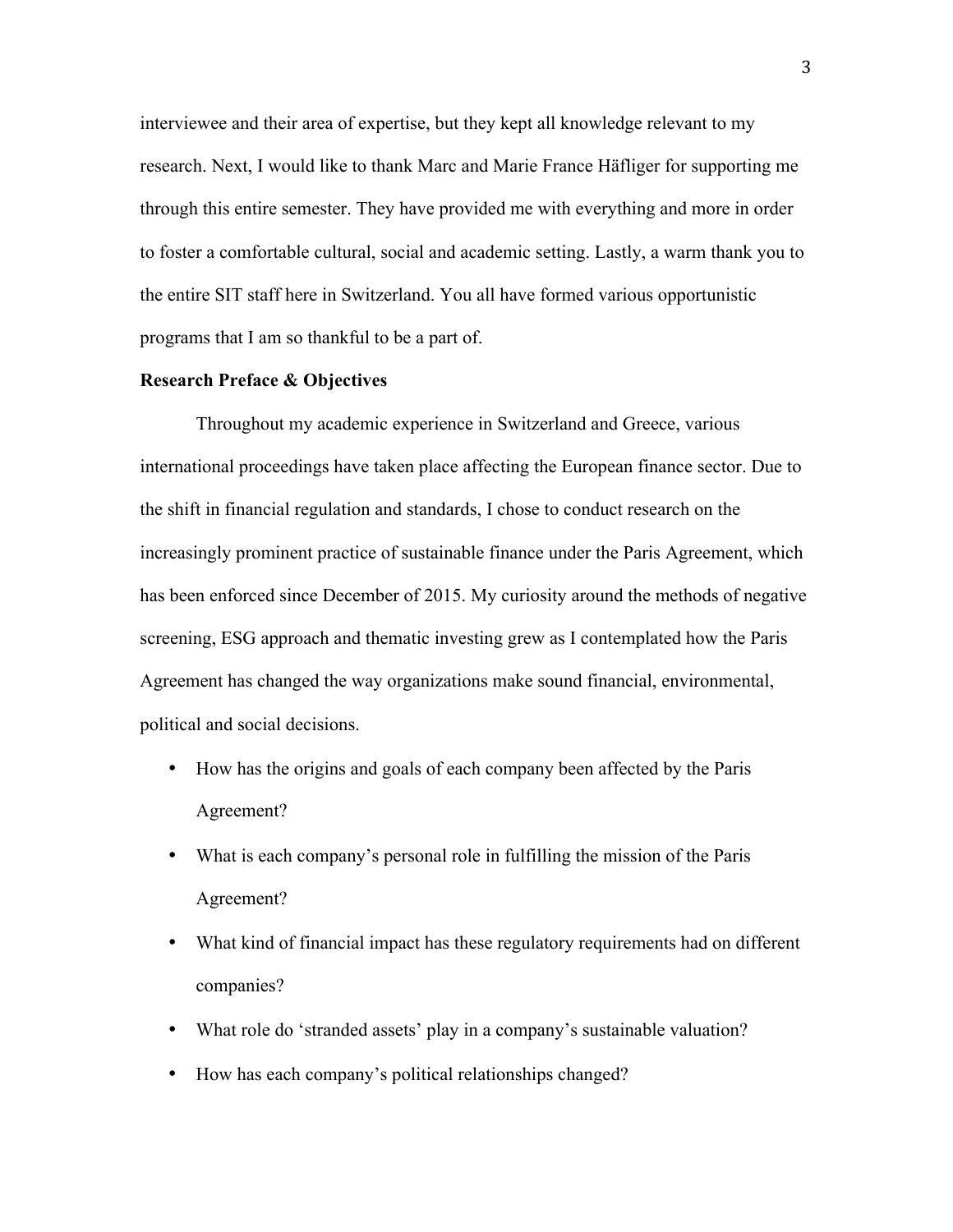interviewee and their area of expertise, but they kept all knowledge relevant to my research. Next, I would like to thank Marc and Marie France Häfliger for supporting me through this entire semester. They have provided me with everything and more in order to foster a comfortable cultural, social and academic setting. Lastly, a warm thank you to the entire SIT staff here in Switzerland. You all have formed various opportunistic programs that I am so thankful to be a part of.

**Research Preface & Objectives**

Throughout my academic experience in Switzerland and Greece, various international proceedings have taken place affecting the European finance sector. Due to the shift in financial regulation and standards, I chose to conduct research on the increasingly prominent practice of sustainable finance under the Paris Agreement, which has been enforced since December of 2015. My curiosity around the methods of negative screening, ESG approach and thematic investing grew as I contemplated how the Paris Agreement has changed the way organizations make sound financial, environmental, political and social decisions.

- How has the origins and goals of each company been affected by the Paris Agreement?
- What is each company's personal role in fulfilling the mission of the Paris Agreement?
- What kind of financial impact has these regulatory requirements had on different companies?
- What role do 'stranded assets' play in a company's sustainable valuation?
- How has each company's political relationships changed?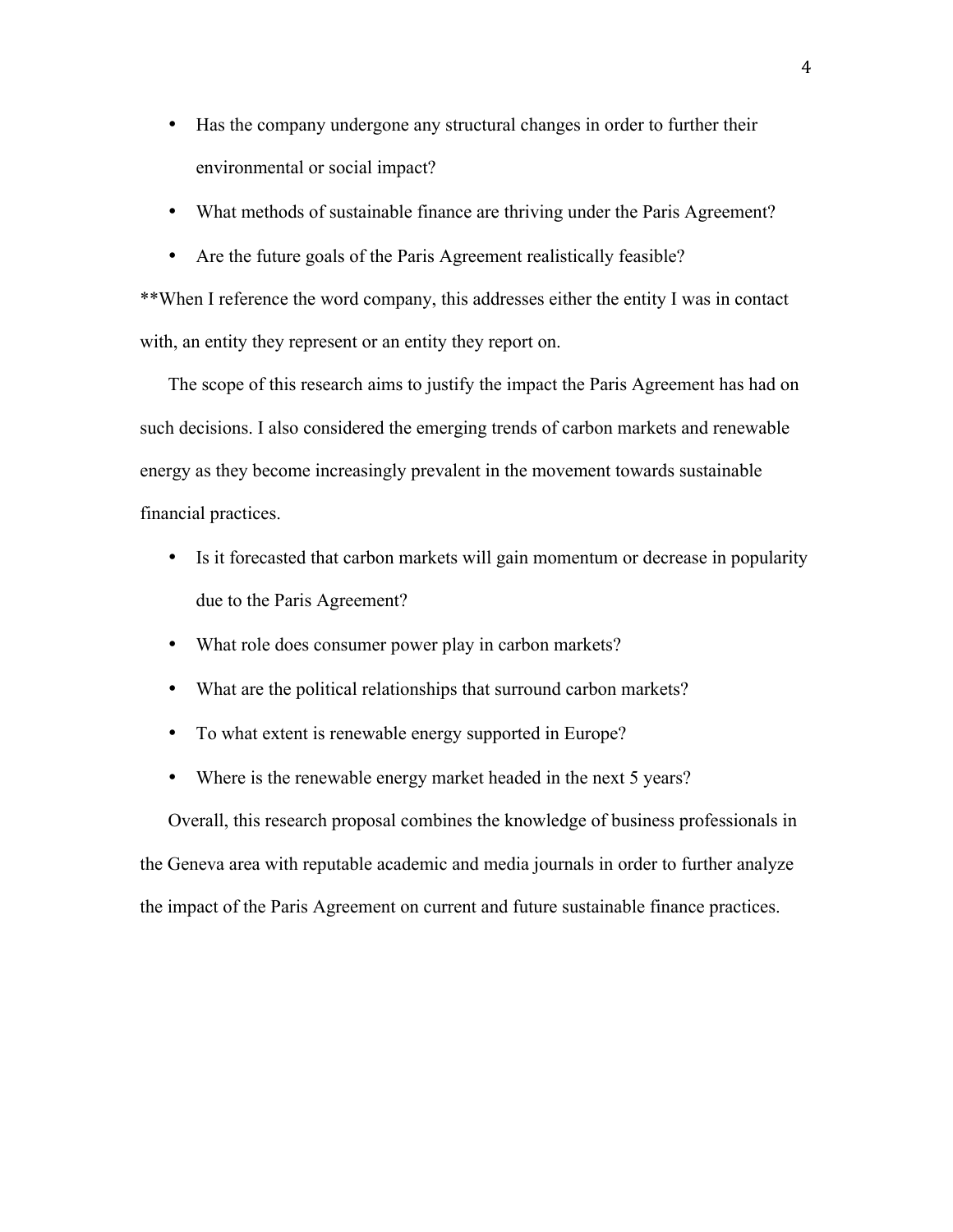- Has the company undergone any structural changes in order to further their environmental or social impact?
- What methods of sustainable finance are thriving under the Paris Agreement?
- Are the future goals of the Paris Agreement realistically feasible?

**When I reference the word company, this addresses either the entity I was in contact with, an entity they represent or an entity they report on.

The scope of this research aims to justify the impact the Paris Agreement has had on such decisions. I also considered the emerging trends of carbon markets and renewable energy as they become increasingly prevalent in the movement towards sustainable financial practices.

- Is it forecasted that carbon markets will gain momentum or decrease in popularity due to the Paris Agreement?
- What role does consumer power play in carbon markets?
- What are the political relationships that surround carbon markets?
- To what extent is renewable energy supported in Europe?
- Where is the renewable energy market headed in the next 5 years?

Overall, this research proposal combines the knowledge of business professionals in the Geneva area with reputable academic and media journals in order to further analyze the impact of the Paris Agreement on current and future sustainable finance practices.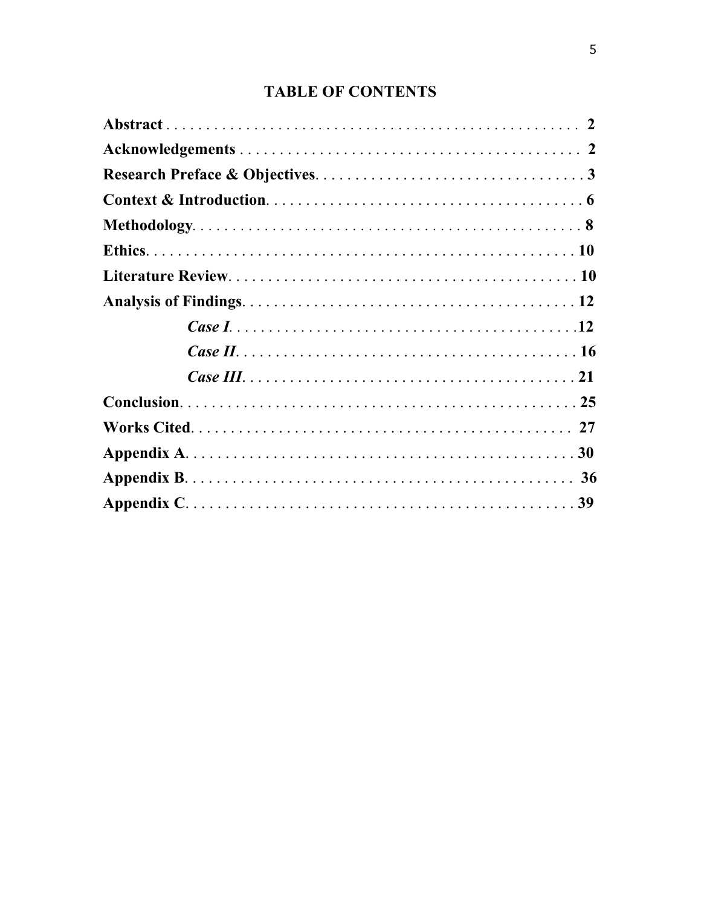# TABLE OF CONTENTS

**Abstract** . . . . . . . . . . . . . . . . . . . . . . . . . . . . . . . . . . . . . . . . . . . . . . . . . . . **2**

**Acknowledgements** . . . . . . . . . . . . . . . . . . . . . . . . . . . . . . . . . . . . . . . . . . . . **2**

**Research Preface & Objectives**. . . . . . . . . . . . . . . . . . . . . . . . . . . . . . . . . . **3**

**Context & Introduction**. . . . . . . . . . . . . . . . . . . . . . . . . . . . . . . . . . . . . . . . **6**

**Methodology**. . . . . . . . . . . . . . . . . . . . . . . . . . . . . . . . . . . . . . . . . . . . . . . . **8**

**Ethics**. . . . . . . . . . . . . . . . . . . . . . . . . . . . . . . . . . . . . . . . . . . . . . . . . . . . **10**

**Literature Review**. . . . . . . . . . . . . . . . . . . . . . . . . . . . . . . . . . . . . . . . . . . . **10**

**Analysis of Findings**. . . . . . . . . . . . . . . . . . . . . . . . . . . . . . . . . . . . . . . . . . **12**

- ***Case I***. . . . . . . . . . . . . . . . . . . . . . . . . . . . . . . . . . . . . . . . . . . **12**
- ***Case II***. . . . . . . . . . . . . . . . . . . . . . . . . . . . . . . . . . . . . . . . . . **16**
- ***Case III***. . . . . . . . . . . . . . . . . . . . . . . . . . . . . . . . . . . . . . . . . **21**

**Conclusion**. . . . . . . . . . . . . . . . . . . . . . . . . . . . . . . . . . . . . . . . . . . . . . . . . **25**

**Works Cited**. . . . . . . . . . . . . . . . . . . . . . . . . . . . . . . . . . . . . . . . . . . . . . . . **27**

**Appendix A**. . . . . . . . . . . . . . . . . . . . . . . . . . . . . . . . . . . . . . . . . . . . . . . . **30**

**Appendix B**. . . . . . . . . . . . . . . . . . . . . . . . . . . . . . . . . . . . . . . . . . . . . . . . **36**

**Appendix C**. . . . . . . . . . . . . . . . . . . . . . . . . . . . . . . . . . . . . . . . . . . . . . . . **39**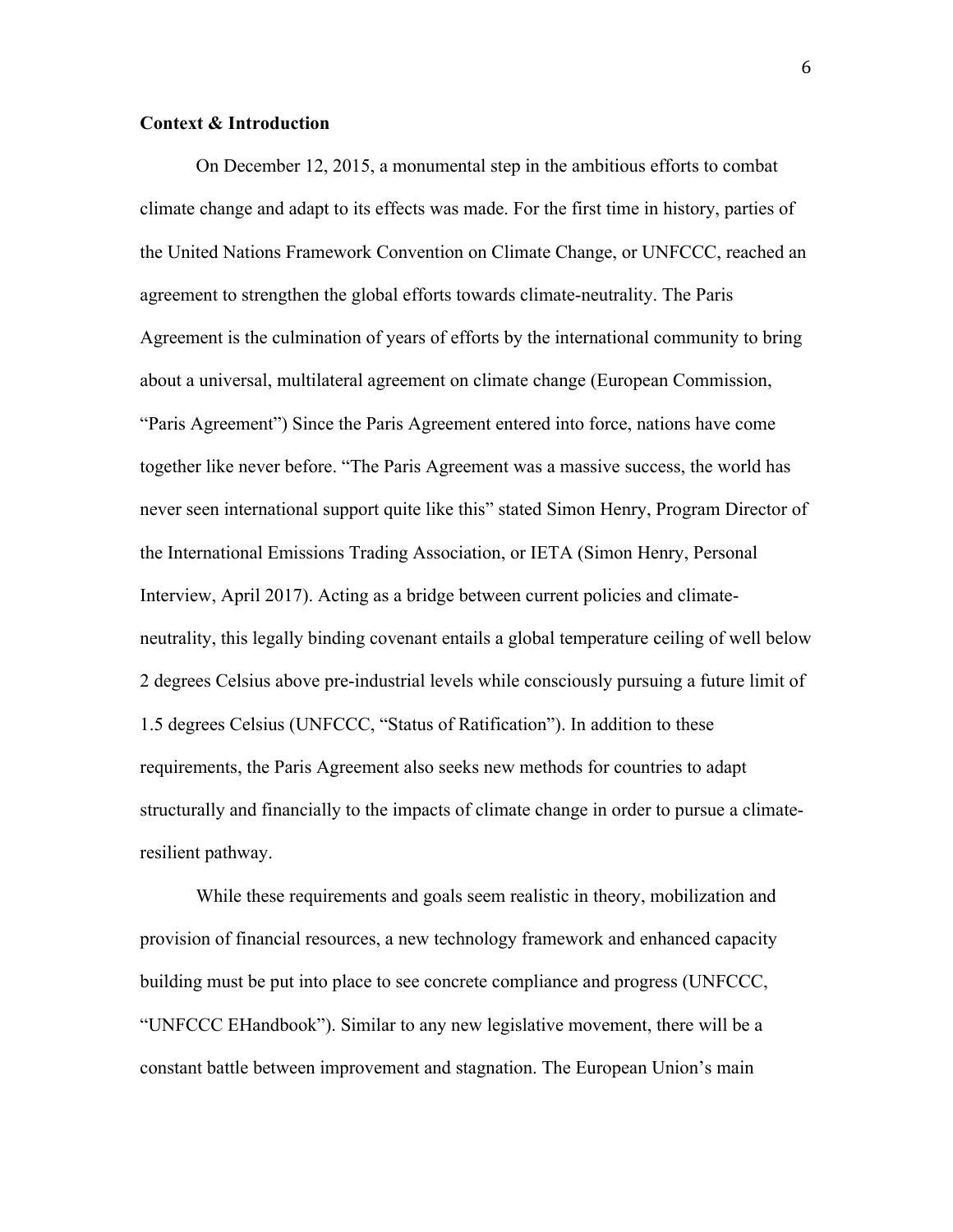**Context & Introduction**

On December 12, 2015, a monumental step in the ambitious efforts to combat climate change and adapt to its effects was made. For the first time in history, parties of the United Nations Framework Convention on Climate Change, or UNFCCC, reached an agreement to strengthen the global efforts towards climate-neutrality. The Paris Agreement is the culmination of years of efforts by the international community to bring about a universal, multilateral agreement on climate change (European Commission, "Paris Agreement") Since the Paris Agreement entered into force, nations have come together like never before. "The Paris Agreement was a massive success, the world has never seen international support quite like this" stated Simon Henry, Program Director of the International Emissions Trading Association, or IETA (Simon Henry, Personal Interview, April 2017). Acting as a bridge between current policies and climate-neutrality, this legally binding covenant entails a global temperature ceiling of well below 2 degrees Celsius above pre-industrial levels while consciously pursuing a future limit of 1.5 degrees Celsius (UNFCCC, "Status of Ratification"). In addition to these requirements, the Paris Agreement also seeks new methods for countries to adapt structurally and financially to the impacts of climate change in order to pursue a climate-resilient pathway.

While these requirements and goals seem realistic in theory, mobilization and provision of financial resources, a new technology framework and enhanced capacity building must be put into place to see concrete compliance and progress (UNFCCC, "UNFCCC EHandbook"). Similar to any new legislative movement, there will be a constant battle between improvement and stagnation. The European Union's main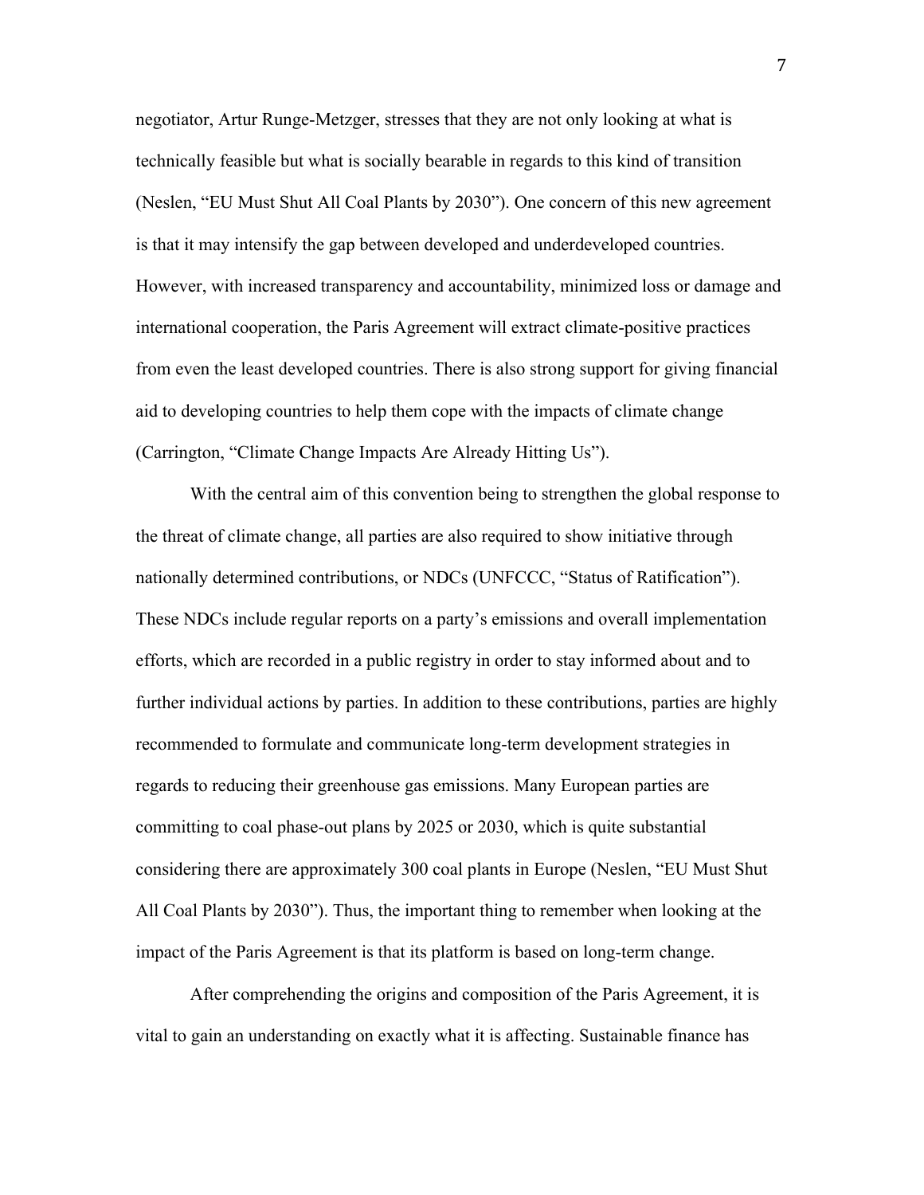negotiator, Artur Runge-Metzger, stresses that they are not only looking at what is technically feasible but what is socially bearable in regards to this kind of transition (Neslen, "EU Must Shut All Coal Plants by 2030"). One concern of this new agreement is that it may intensify the gap between developed and underdeveloped countries. However, with increased transparency and accountability, minimized loss or damage and international cooperation, the Paris Agreement will extract climate-positive practices from even the least developed countries. There is also strong support for giving financial aid to developing countries to help them cope with the impacts of climate change (Carrington, "Climate Change Impacts Are Already Hitting Us").

With the central aim of this convention being to strengthen the global response to the threat of climate change, all parties are also required to show initiative through nationally determined contributions, or NDCs (UNFCCC, "Status of Ratification"). These NDCs include regular reports on a party's emissions and overall implementation efforts, which are recorded in a public registry in order to stay informed about and to further individual actions by parties. In addition to these contributions, parties are highly recommended to formulate and communicate long-term development strategies in regards to reducing their greenhouse gas emissions. Many European parties are committing to coal phase-out plans by 2025 or 2030, which is quite substantial considering there are approximately 300 coal plants in Europe (Neslen, "EU Must Shut All Coal Plants by 2030"). Thus, the important thing to remember when looking at the impact of the Paris Agreement is that its platform is based on long-term change.

After comprehending the origins and composition of the Paris Agreement, it is vital to gain an understanding on exactly what it is affecting. Sustainable finance has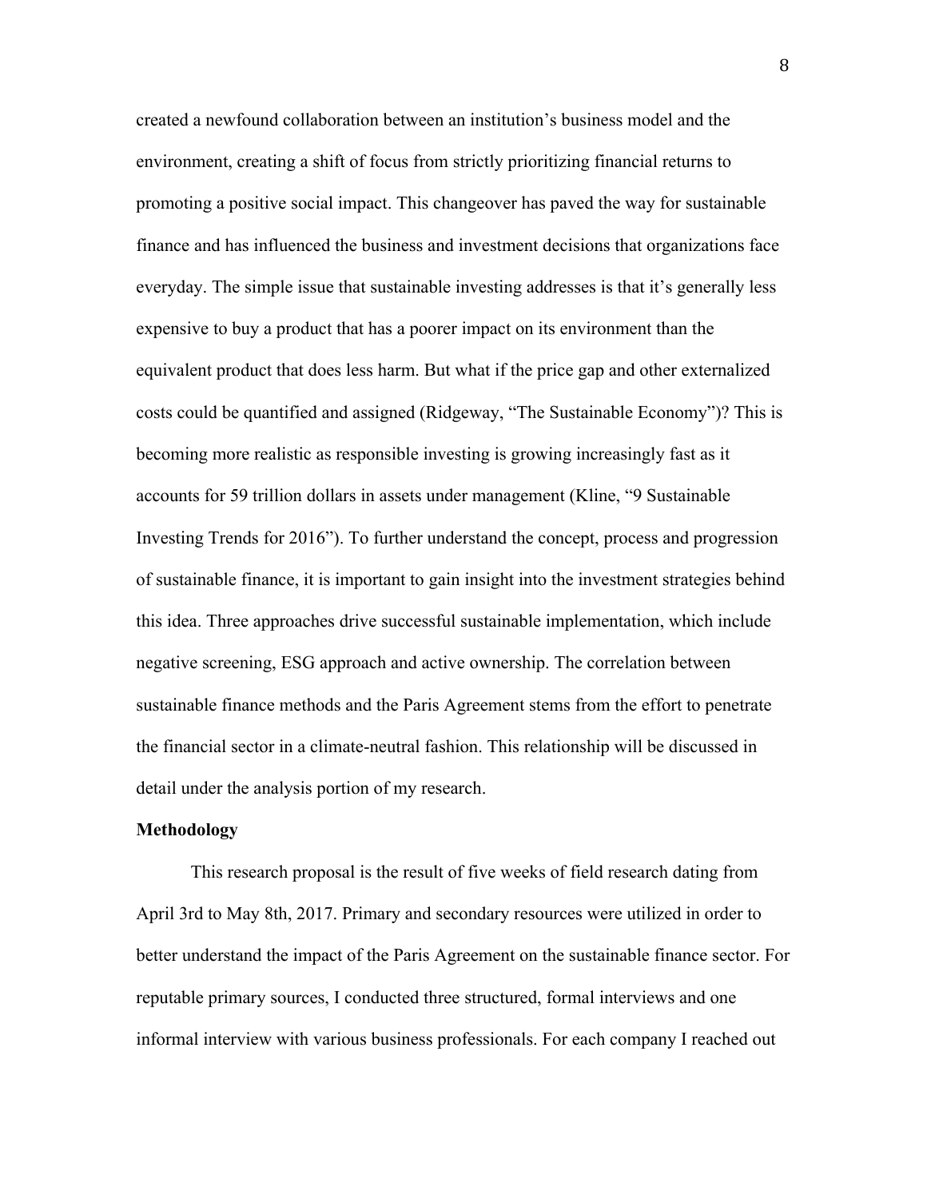created a newfound collaboration between an institution's business model and the environment, creating a shift of focus from strictly prioritizing financial returns to promoting a positive social impact. This changeover has paved the way for sustainable finance and has influenced the business and investment decisions that organizations face everyday. The simple issue that sustainable investing addresses is that it's generally less expensive to buy a product that has a poorer impact on its environment than the equivalent product that does less harm. But what if the price gap and other externalized costs could be quantified and assigned (Ridgeway, "The Sustainable Economy")? This is becoming more realistic as responsible investing is growing increasingly fast as it accounts for 59 trillion dollars in assets under management (Kline, "9 Sustainable Investing Trends for 2016"). To further understand the concept, process and progression of sustainable finance, it is important to gain insight into the investment strategies behind this idea. Three approaches drive successful sustainable implementation, which include negative screening, ESG approach and active ownership. The correlation between sustainable finance methods and the Paris Agreement stems from the effort to penetrate the financial sector in a climate-neutral fashion. This relationship will be discussed in detail under the analysis portion of my research.

**Methodology**

This research proposal is the result of five weeks of field research dating from April 3rd to May 8th, 2017. Primary and secondary resources were utilized in order to better understand the impact of the Paris Agreement on the sustainable finance sector. For reputable primary sources, I conducted three structured, formal interviews and one informal interview with various business professionals. For each company I reached out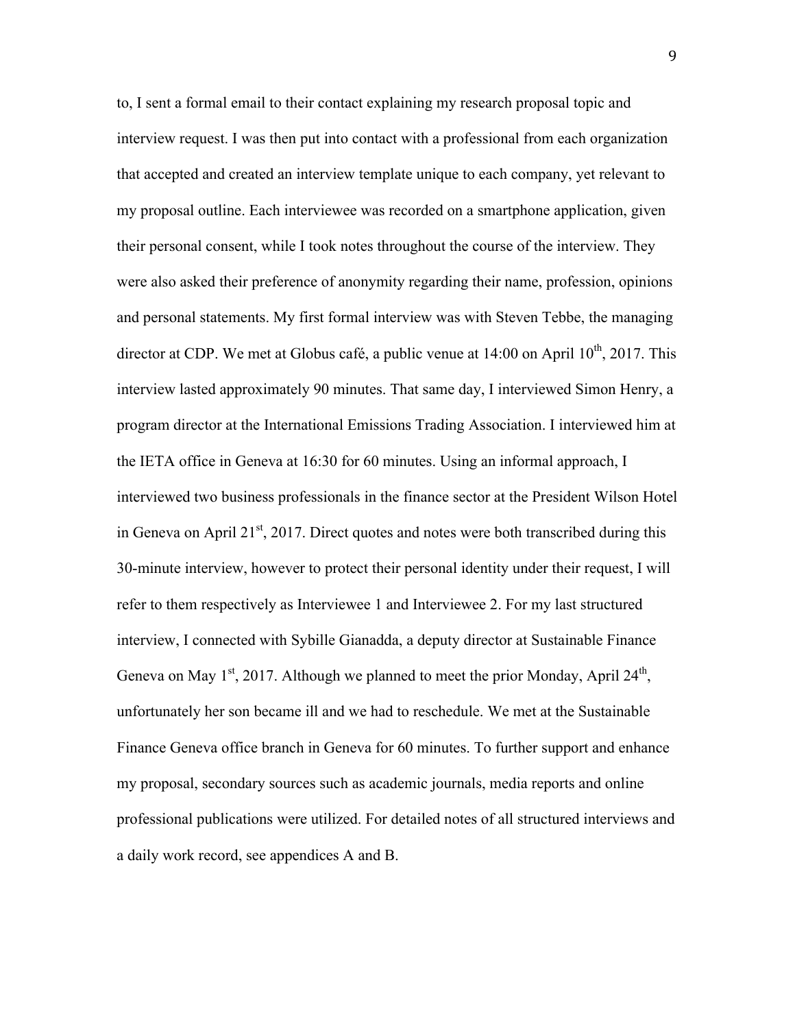to, I sent a formal email to their contact explaining my research proposal topic and interview request. I was then put into contact with a professional from each organization that accepted and created an interview template unique to each company, yet relevant to my proposal outline. Each interviewee was recorded on a smartphone application, given their personal consent, while I took notes throughout the course of the interview. They were also asked their preference of anonymity regarding their name, profession, opinions and personal statements. My first formal interview was with Steven Tebbe, the managing director at CDP. We met at Globus café, a public venue at 14:00 on April 10th, 2017. This interview lasted approximately 90 minutes. That same day, I interviewed Simon Henry, a program director at the International Emissions Trading Association. I interviewed him at the IETA office in Geneva at 16:30 for 60 minutes. Using an informal approach, I interviewed two business professionals in the finance sector at the President Wilson Hotel in Geneva on April 21st, 2017. Direct quotes and notes were both transcribed during this 30-minute interview, however to protect their personal identity under their request, I will refer to them respectively as Interviewee 1 and Interviewee 2. For my last structured interview, I connected with Sybille Gianadda, a deputy director at Sustainable Finance Geneva on May 1st, 2017. Although we planned to meet the prior Monday, April 24th, unfortunately her son became ill and we had to reschedule. We met at the Sustainable Finance Geneva office branch in Geneva for 60 minutes. To further support and enhance my proposal, secondary sources such as academic journals, media reports and online professional publications were utilized. For detailed notes of all structured interviews and a daily work record, see appendices A and B.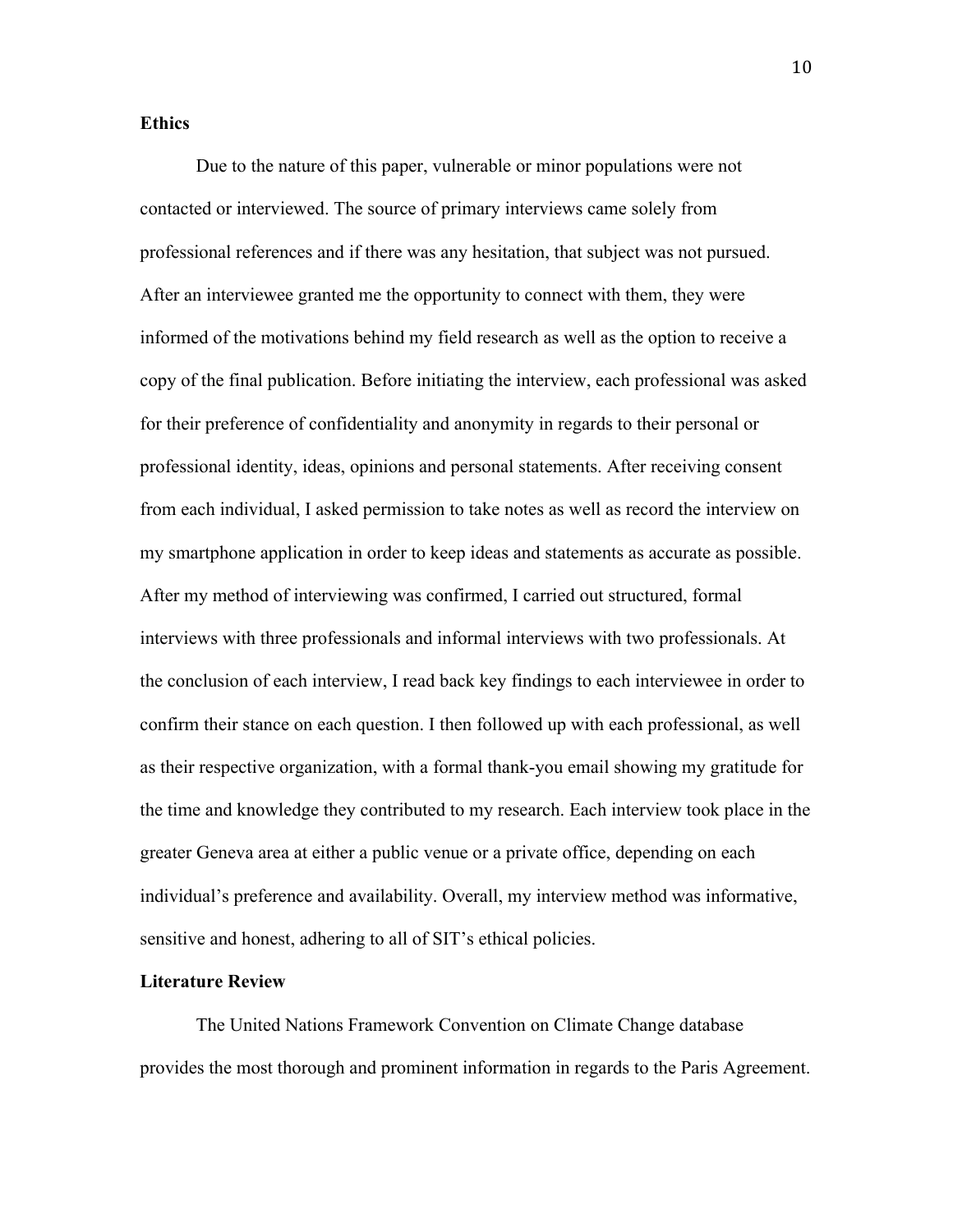**Ethics**

Due to the nature of this paper, vulnerable or minor populations were not contacted or interviewed. The source of primary interviews came solely from professional references and if there was any hesitation, that subject was not pursued. After an interviewee granted me the opportunity to connect with them, they were informed of the motivations behind my field research as well as the option to receive a copy of the final publication. Before initiating the interview, each professional was asked for their preference of confidentiality and anonymity in regards to their personal or professional identity, ideas, opinions and personal statements. After receiving consent from each individual, I asked permission to take notes as well as record the interview on my smartphone application in order to keep ideas and statements as accurate as possible. After my method of interviewing was confirmed, I carried out structured, formal interviews with three professionals and informal interviews with two professionals. At the conclusion of each interview, I read back key findings to each interviewee in order to confirm their stance on each question. I then followed up with each professional, as well as their respective organization, with a formal thank-you email showing my gratitude for the time and knowledge they contributed to my research. Each interview took place in the greater Geneva area at either a public venue or a private office, depending on each individual's preference and availability. Overall, my interview method was informative, sensitive and honest, adhering to all of SIT's ethical policies.

**Literature Review**

The United Nations Framework Convention on Climate Change database provides the most thorough and prominent information in regards to the Paris Agreement.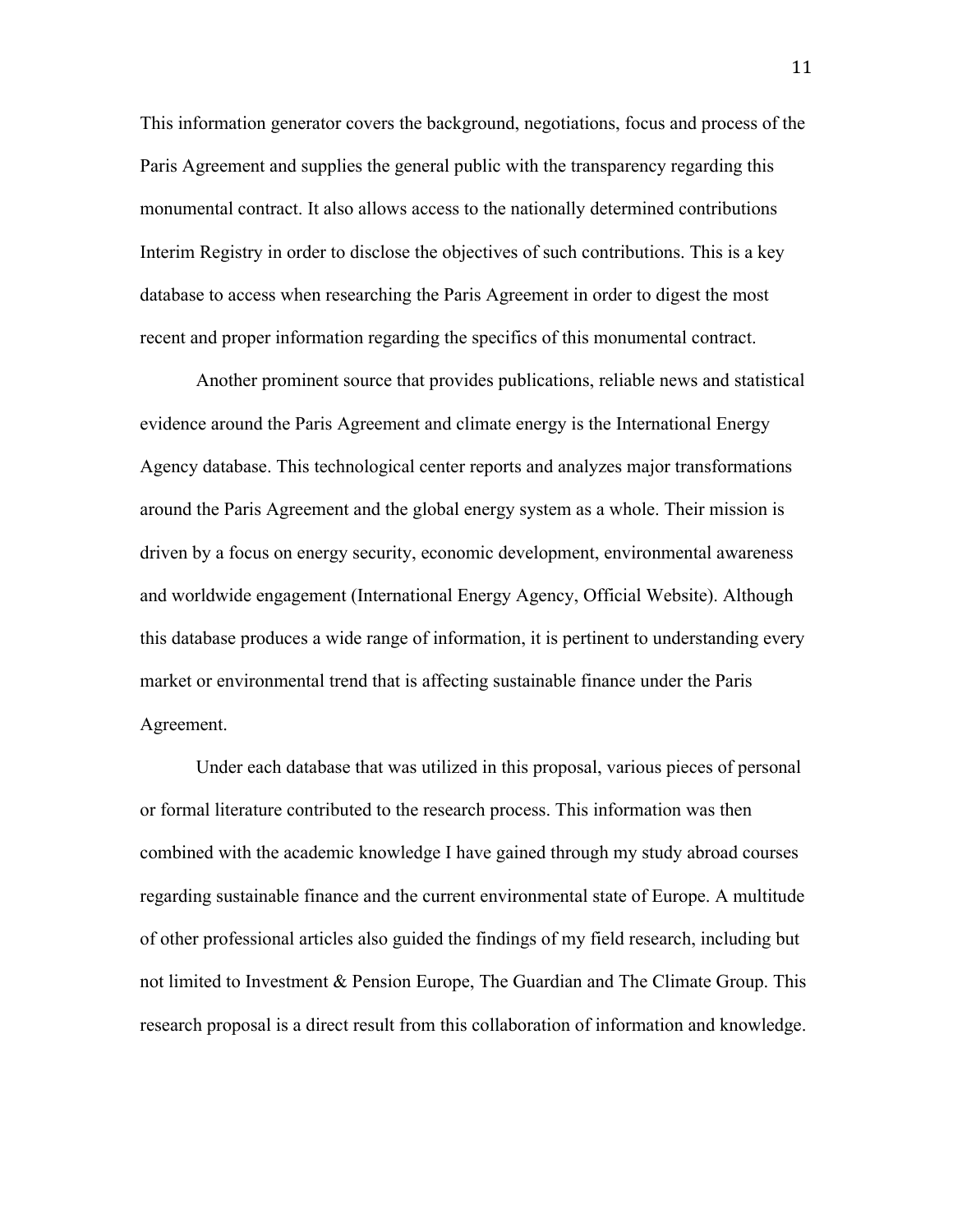This information generator covers the background, negotiations, focus and process of the Paris Agreement and supplies the general public with the transparency regarding this monumental contract. It also allows access to the nationally determined contributions Interim Registry in order to disclose the objectives of such contributions. This is a key database to access when researching the Paris Agreement in order to digest the most recent and proper information regarding the specifics of this monumental contract.

Another prominent source that provides publications, reliable news and statistical evidence around the Paris Agreement and climate energy is the International Energy Agency database. This technological center reports and analyzes major transformations around the Paris Agreement and the global energy system as a whole. Their mission is driven by a focus on energy security, economic development, environmental awareness and worldwide engagement (International Energy Agency, Official Website). Although this database produces a wide range of information, it is pertinent to understanding every market or environmental trend that is affecting sustainable finance under the Paris Agreement.

Under each database that was utilized in this proposal, various pieces of personal or formal literature contributed to the research process. This information was then combined with the academic knowledge I have gained through my study abroad courses regarding sustainable finance and the current environmental state of Europe. A multitude of other professional articles also guided the findings of my field research, including but not limited to Investment & Pension Europe, The Guardian and The Climate Group. This research proposal is a direct result from this collaboration of information and knowledge.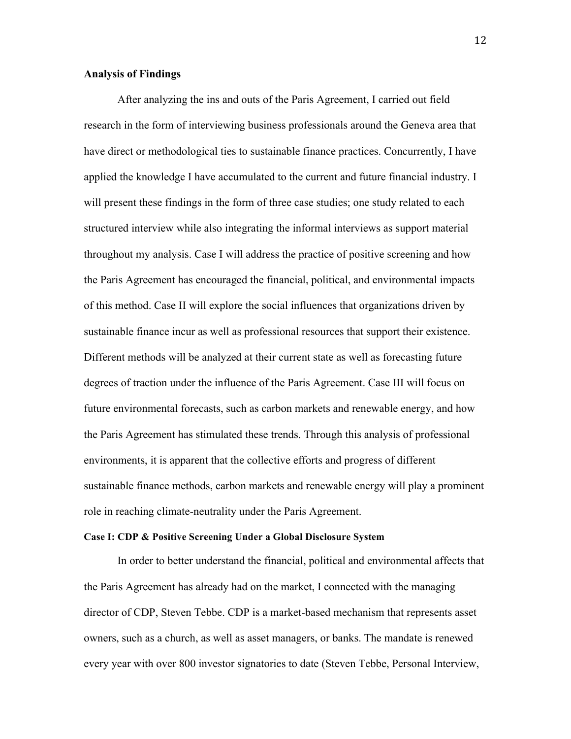**Analysis of Findings**

After analyzing the ins and outs of the Paris Agreement, I carried out field research in the form of interviewing business professionals around the Geneva area that have direct or methodological ties to sustainable finance practices. Concurrently, I have applied the knowledge I have accumulated to the current and future financial industry. I will present these findings in the form of three case studies; one study related to each structured interview while also integrating the informal interviews as support material throughout my analysis. Case I will address the practice of positive screening and how the Paris Agreement has encouraged the financial, political, and environmental impacts of this method. Case II will explore the social influences that organizations driven by sustainable finance incur as well as professional resources that support their existence. Different methods will be analyzed at their current state as well as forecasting future degrees of traction under the influence of the Paris Agreement. Case III will focus on future environmental forecasts, such as carbon markets and renewable energy, and how the Paris Agreement has stimulated these trends. Through this analysis of professional environments, it is apparent that the collective efforts and progress of different sustainable finance methods, carbon markets and renewable energy will play a prominent role in reaching climate-neutrality under the Paris Agreement.

**Case I: CDP & Positive Screening Under a Global Disclosure System**

In order to better understand the financial, political and environmental affects that the Paris Agreement has already had on the market, I connected with the managing director of CDP, Steven Tebbe. CDP is a market-based mechanism that represents asset owners, such as a church, as well as asset managers, or banks. The mandate is renewed every year with over 800 investor signatories to date (Steven Tebbe, Personal Interview,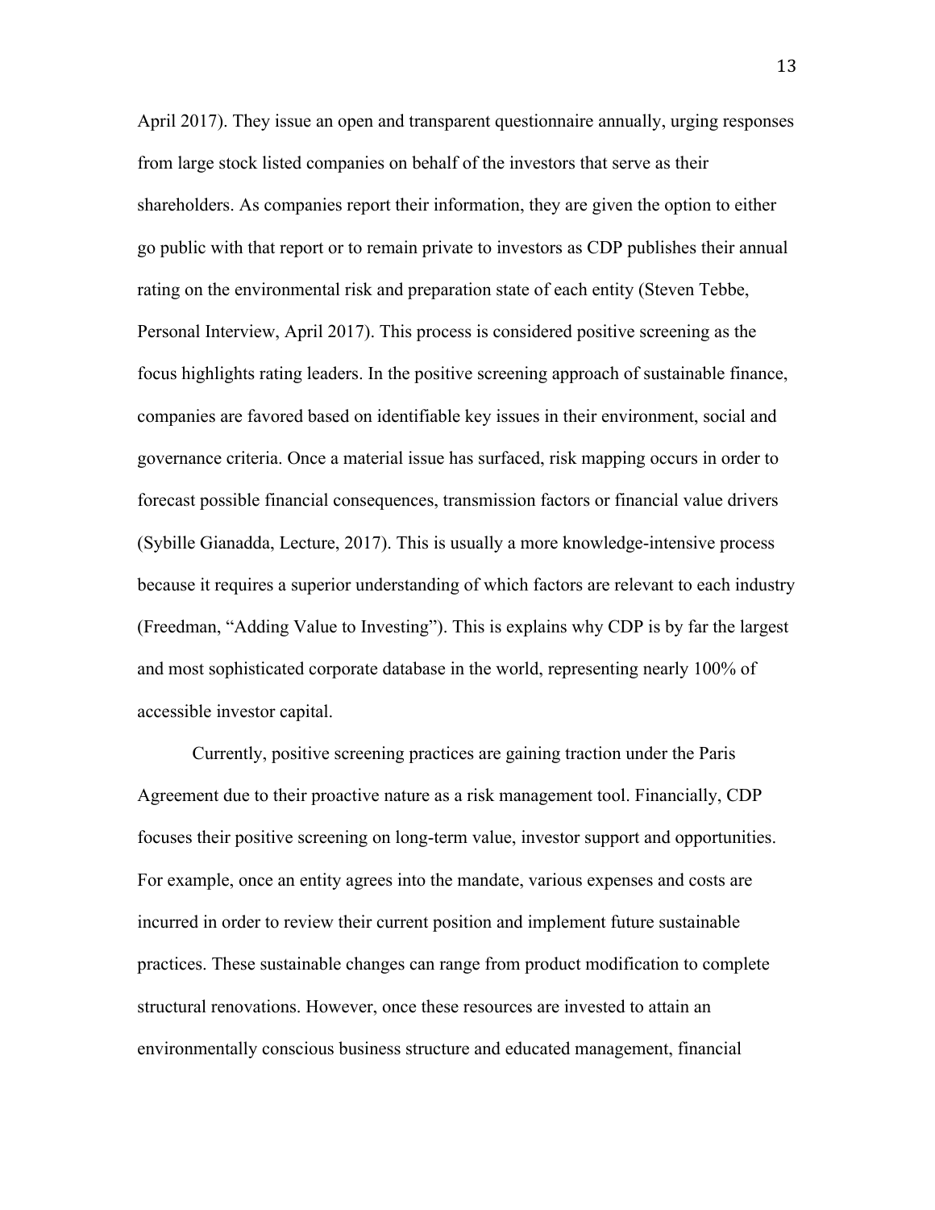April 2017). They issue an open and transparent questionnaire annually, urging responses from large stock listed companies on behalf of the investors that serve as their shareholders. As companies report their information, they are given the option to either go public with that report or to remain private to investors as CDP publishes their annual rating on the environmental risk and preparation state of each entity (Steven Tebbe, Personal Interview, April 2017). This process is considered positive screening as the focus highlights rating leaders. In the positive screening approach of sustainable finance, companies are favored based on identifiable key issues in their environment, social and governance criteria. Once a material issue has surfaced, risk mapping occurs in order to forecast possible financial consequences, transmission factors or financial value drivers (Sybille Gianadda, Lecture, 2017). This is usually a more knowledge-intensive process because it requires a superior understanding of which factors are relevant to each industry (Freedman, "Adding Value to Investing"). This is explains why CDP is by far the largest and most sophisticated corporate database in the world, representing nearly 100% of accessible investor capital.

Currently, positive screening practices are gaining traction under the Paris Agreement due to their proactive nature as a risk management tool. Financially, CDP focuses their positive screening on long-term value, investor support and opportunities. For example, once an entity agrees into the mandate, various expenses and costs are incurred in order to review their current position and implement future sustainable practices. These sustainable changes can range from product modification to complete structural renovations. However, once these resources are invested to attain an environmentally conscious business structure and educated management, financial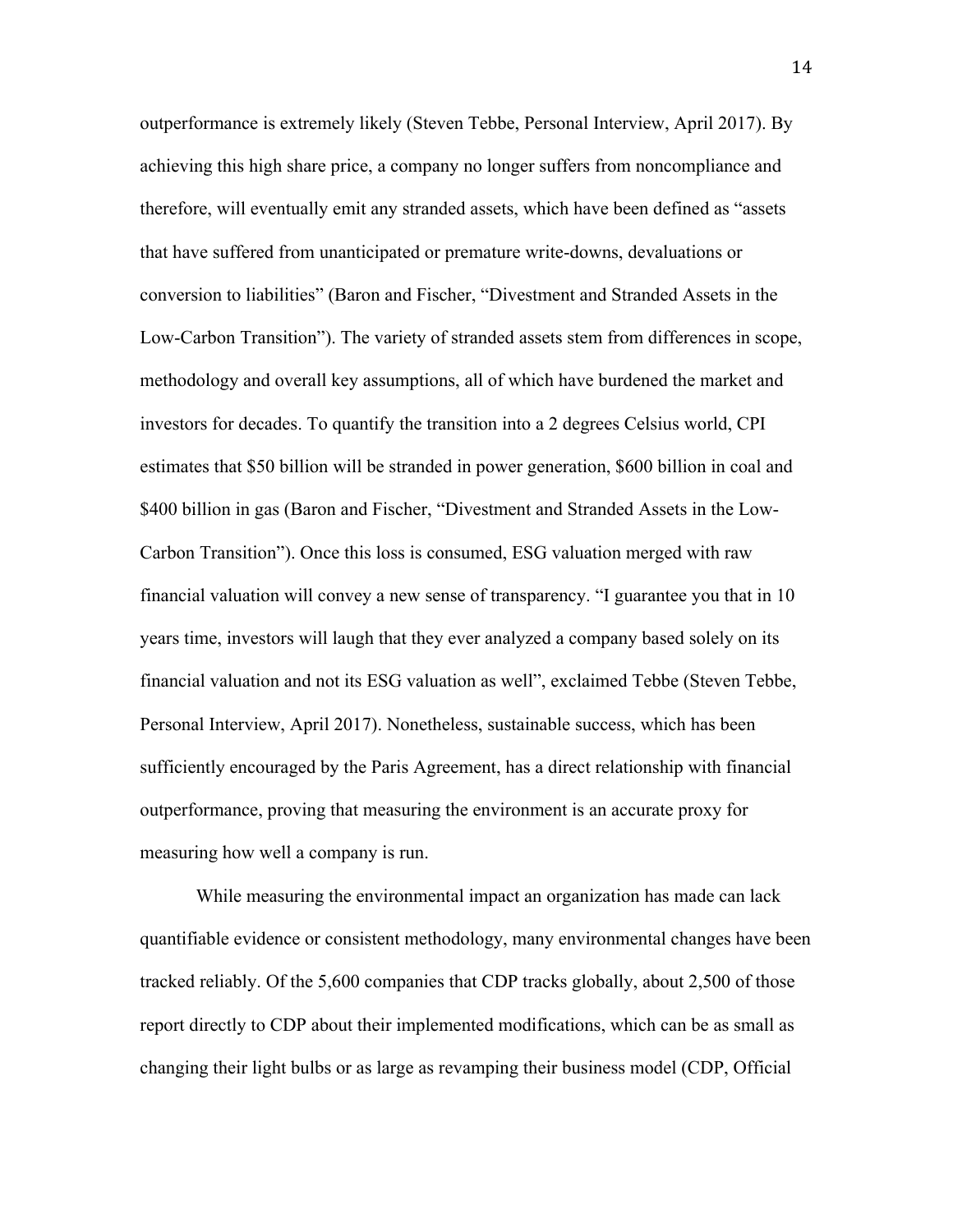outperformance is extremely likely (Steven Tebbe, Personal Interview, April 2017). By achieving this high share price, a company no longer suffers from noncompliance and therefore, will eventually emit any stranded assets, which have been defined as "assets that have suffered from unanticipated or premature write-downs, devaluations or conversion to liabilities" (Baron and Fischer, "Divestment and Stranded Assets in the Low-Carbon Transition"). The variety of stranded assets stem from differences in scope, methodology and overall key assumptions, all of which have burdened the market and investors for decades. To quantify the transition into a 2 degrees Celsius world, CPI estimates that $50 billion will be stranded in power generation, $600 billion in coal and $400 billion in gas (Baron and Fischer, "Divestment and Stranded Assets in the Low-Carbon Transition"). Once this loss is consumed, ESG valuation merged with raw financial valuation will convey a new sense of transparency. "I guarantee you that in 10 years time, investors will laugh that they ever analyzed a company based solely on its financial valuation and not its ESG valuation as well", exclaimed Tebbe (Steven Tebbe, Personal Interview, April 2017). Nonetheless, sustainable success, which has been sufficiently encouraged by the Paris Agreement, has a direct relationship with financial outperformance, proving that measuring the environment is an accurate proxy for measuring how well a company is run.

While measuring the environmental impact an organization has made can lack quantifiable evidence or consistent methodology, many environmental changes have been tracked reliably. Of the 5,600 companies that CDP tracks globally, about 2,500 of those report directly to CDP about their implemented modifications, which can be as small as changing their light bulbs or as large as revamping their business model (CDP, Official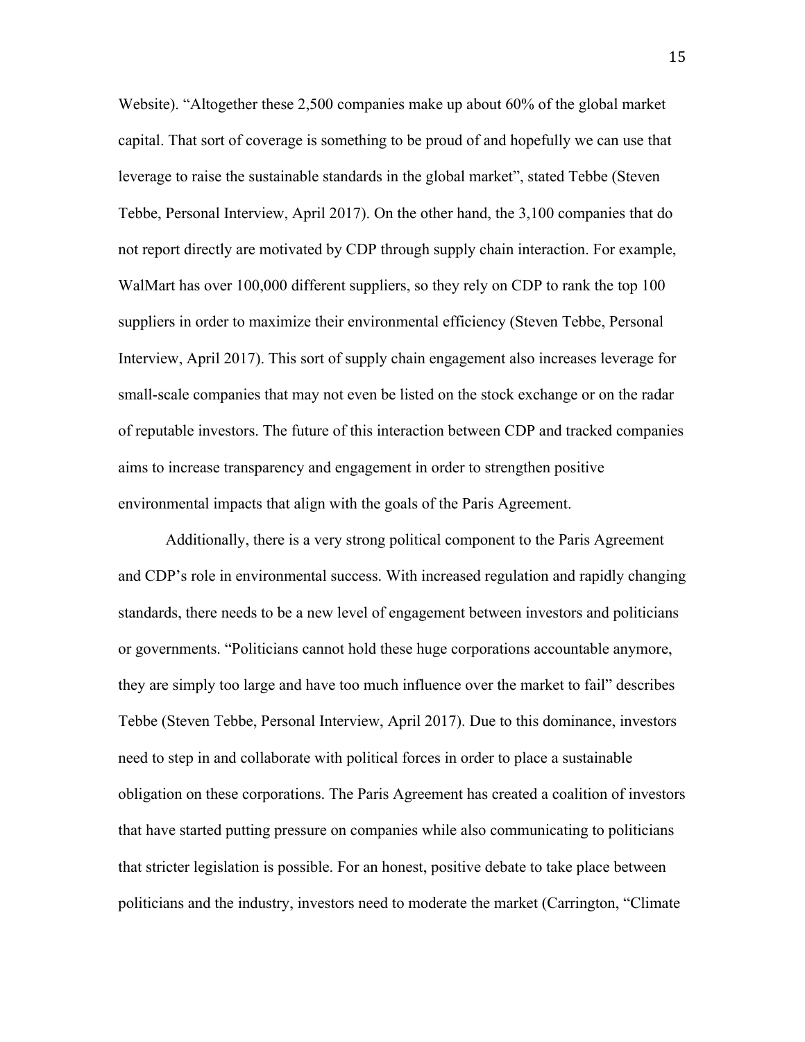Website). "Altogether these 2,500 companies make up about 60% of the global market capital. That sort of coverage is something to be proud of and hopefully we can use that leverage to raise the sustainable standards in the global market", stated Tebbe (Steven Tebbe, Personal Interview, April 2017). On the other hand, the 3,100 companies that do not report directly are motivated by CDP through supply chain interaction. For example, WalMart has over 100,000 different suppliers, so they rely on CDP to rank the top 100 suppliers in order to maximize their environmental efficiency (Steven Tebbe, Personal Interview, April 2017). This sort of supply chain engagement also increases leverage for small-scale companies that may not even be listed on the stock exchange or on the radar of reputable investors. The future of this interaction between CDP and tracked companies aims to increase transparency and engagement in order to strengthen positive environmental impacts that align with the goals of the Paris Agreement.

Additionally, there is a very strong political component to the Paris Agreement and CDP's role in environmental success. With increased regulation and rapidly changing standards, there needs to be a new level of engagement between investors and politicians or governments. "Politicians cannot hold these huge corporations accountable anymore, they are simply too large and have too much influence over the market to fail" describes Tebbe (Steven Tebbe, Personal Interview, April 2017). Due to this dominance, investors need to step in and collaborate with political forces in order to place a sustainable obligation on these corporations. The Paris Agreement has created a coalition of investors that have started putting pressure on companies while also communicating to politicians that stricter legislation is possible. For an honest, positive debate to take place between politicians and the industry, investors need to moderate the market (Carrington, "Climate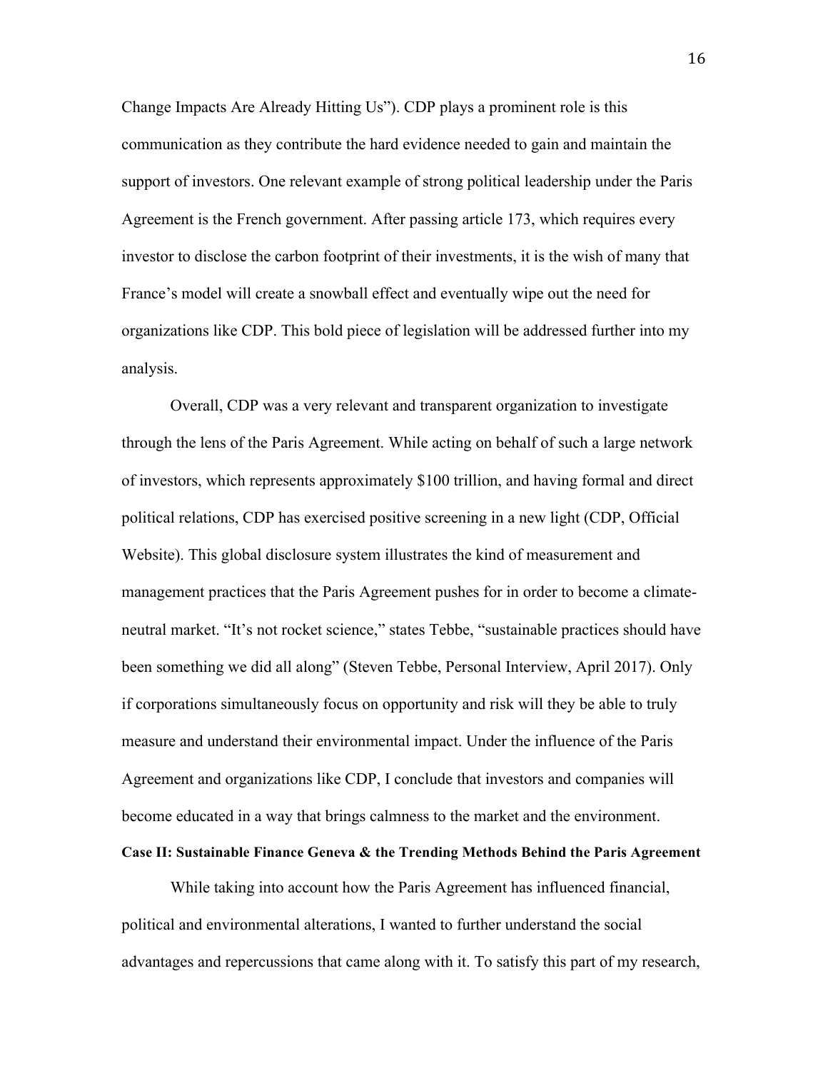Change Impacts Are Already Hitting Us"). CDP plays a prominent role is this communication as they contribute the hard evidence needed to gain and maintain the support of investors. One relevant example of strong political leadership under the Paris Agreement is the French government. After passing article 173, which requires every investor to disclose the carbon footprint of their investments, it is the wish of many that France's model will create a snowball effect and eventually wipe out the need for organizations like CDP. This bold piece of legislation will be addressed further into my analysis.

Overall, CDP was a very relevant and transparent organization to investigate through the lens of the Paris Agreement. While acting on behalf of such a large network of investors, which represents approximately $100 trillion, and having formal and direct political relations, CDP has exercised positive screening in a new light (CDP, Official Website). This global disclosure system illustrates the kind of measurement and management practices that the Paris Agreement pushes for in order to become a climate-neutral market. "It's not rocket science," states Tebbe, "sustainable practices should have been something we did all along" (Steven Tebbe, Personal Interview, April 2017). Only if corporations simultaneously focus on opportunity and risk will they be able to truly measure and understand their environmental impact. Under the influence of the Paris Agreement and organizations like CDP, I conclude that investors and companies will become educated in a way that brings calmness to the market and the environment.

**Case II: Sustainable Finance Geneva & the Trending Methods Behind the Paris Agreement**

While taking into account how the Paris Agreement has influenced financial, political and environmental alterations, I wanted to further understand the social advantages and repercussions that came along with it. To satisfy this part of my research,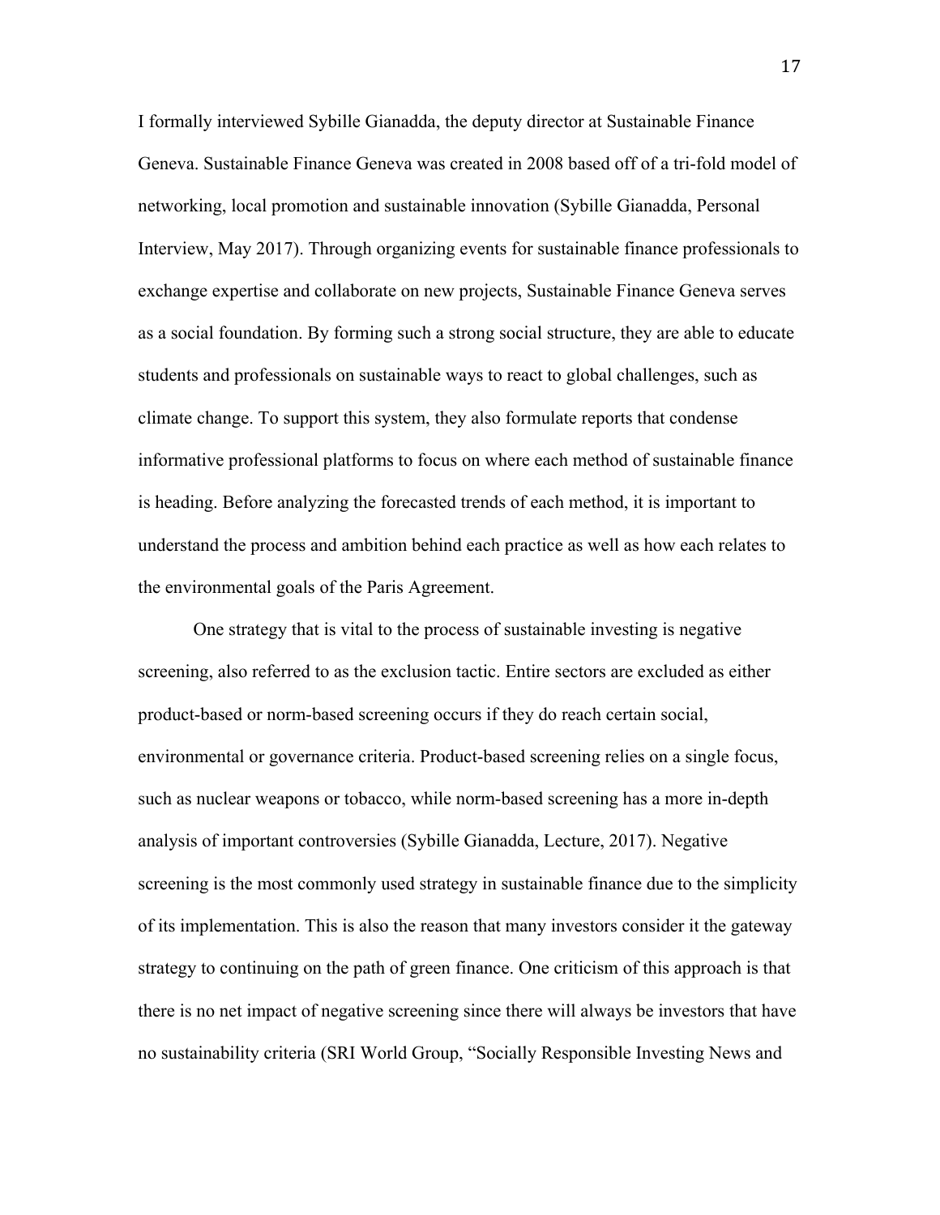I formally interviewed Sybille Gianadda, the deputy director at Sustainable Finance Geneva. Sustainable Finance Geneva was created in 2008 based off of a tri-fold model of networking, local promotion and sustainable innovation (Sybille Gianadda, Personal Interview, May 2017). Through organizing events for sustainable finance professionals to exchange expertise and collaborate on new projects, Sustainable Finance Geneva serves as a social foundation. By forming such a strong social structure, they are able to educate students and professionals on sustainable ways to react to global challenges, such as climate change. To support this system, they also formulate reports that condense informative professional platforms to focus on where each method of sustainable finance is heading. Before analyzing the forecasted trends of each method, it is important to understand the process and ambition behind each practice as well as how each relates to the environmental goals of the Paris Agreement.

One strategy that is vital to the process of sustainable investing is negative screening, also referred to as the exclusion tactic. Entire sectors are excluded as either product-based or norm-based screening occurs if they do reach certain social, environmental or governance criteria. Product-based screening relies on a single focus, such as nuclear weapons or tobacco, while norm-based screening has a more in-depth analysis of important controversies (Sybille Gianadda, Lecture, 2017). Negative screening is the most commonly used strategy in sustainable finance due to the simplicity of its implementation. This is also the reason that many investors consider it the gateway strategy to continuing on the path of green finance. One criticism of this approach is that there is no net impact of negative screening since there will always be investors that have no sustainability criteria (SRI World Group, "Socially Responsible Investing News and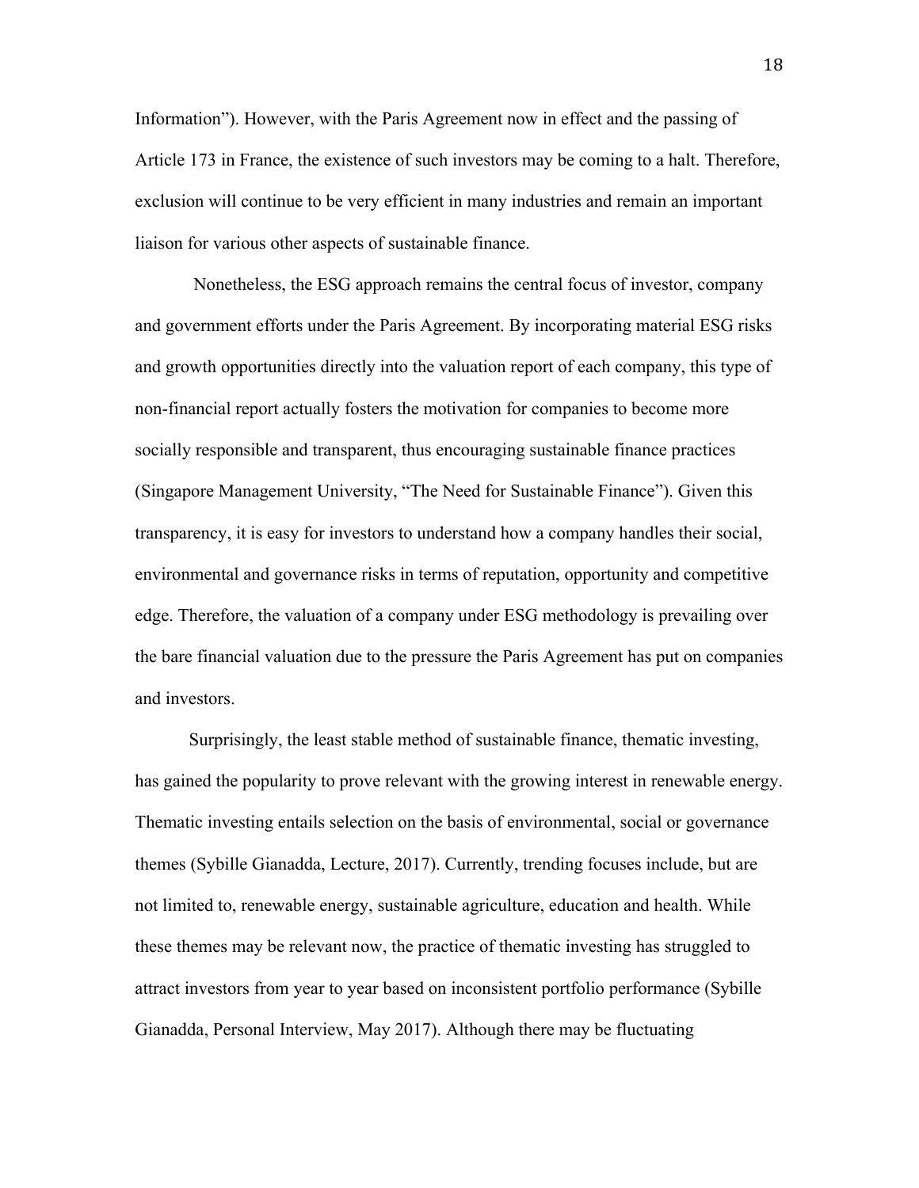Information"). However, with the Paris Agreement now in effect and the passing of Article 173 in France, the existence of such investors may be coming to a halt. Therefore, exclusion will continue to be very efficient in many industries and remain an important liaison for various other aspects of sustainable finance.

Nonetheless, the ESG approach remains the central focus of investor, company and government efforts under the Paris Agreement. By incorporating material ESG risks and growth opportunities directly into the valuation report of each company, this type of non-financial report actually fosters the motivation for companies to become more socially responsible and transparent, thus encouraging sustainable finance practices (Singapore Management University, "The Need for Sustainable Finance"). Given this transparency, it is easy for investors to understand how a company handles their social, environmental and governance risks in terms of reputation, opportunity and competitive edge. Therefore, the valuation of a company under ESG methodology is prevailing over the bare financial valuation due to the pressure the Paris Agreement has put on companies and investors.

Surprisingly, the least stable method of sustainable finance, thematic investing, has gained the popularity to prove relevant with the growing interest in renewable energy. Thematic investing entails selection on the basis of environmental, social or governance themes (Sybille Gianadda, Lecture, 2017). Currently, trending focuses include, but are not limited to, renewable energy, sustainable agriculture, education and health. While these themes may be relevant now, the practice of thematic investing has struggled to attract investors from year to year based on inconsistent portfolio performance (Sybille Gianadda, Personal Interview, May 2017). Although there may be fluctuating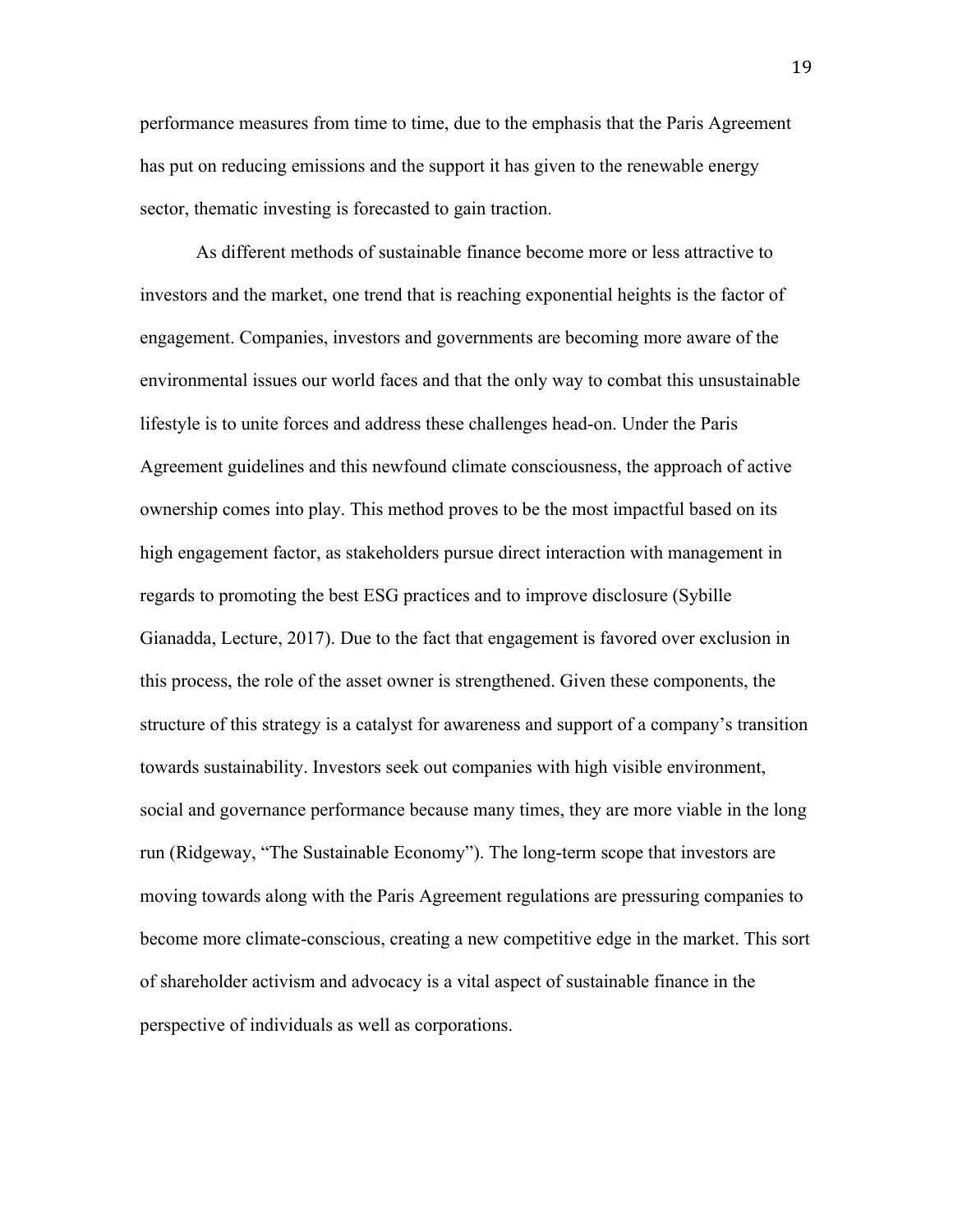performance measures from time to time, due to the emphasis that the Paris Agreement has put on reducing emissions and the support it has given to the renewable energy sector, thematic investing is forecasted to gain traction.

As different methods of sustainable finance become more or less attractive to investors and the market, one trend that is reaching exponential heights is the factor of engagement. Companies, investors and governments are becoming more aware of the environmental issues our world faces and that the only way to combat this unsustainable lifestyle is to unite forces and address these challenges head-on. Under the Paris Agreement guidelines and this newfound climate consciousness, the approach of active ownership comes into play. This method proves to be the most impactful based on its high engagement factor, as stakeholders pursue direct interaction with management in regards to promoting the best ESG practices and to improve disclosure (Sybille Gianadda, Lecture, 2017). Due to the fact that engagement is favored over exclusion in this process, the role of the asset owner is strengthened. Given these components, the structure of this strategy is a catalyst for awareness and support of a company's transition towards sustainability. Investors seek out companies with high visible environment, social and governance performance because many times, they are more viable in the long run (Ridgeway, "The Sustainable Economy"). The long-term scope that investors are moving towards along with the Paris Agreement regulations are pressuring companies to become more climate-conscious, creating a new competitive edge in the market. This sort of shareholder activism and advocacy is a vital aspect of sustainable finance in the perspective of individuals as well as corporations.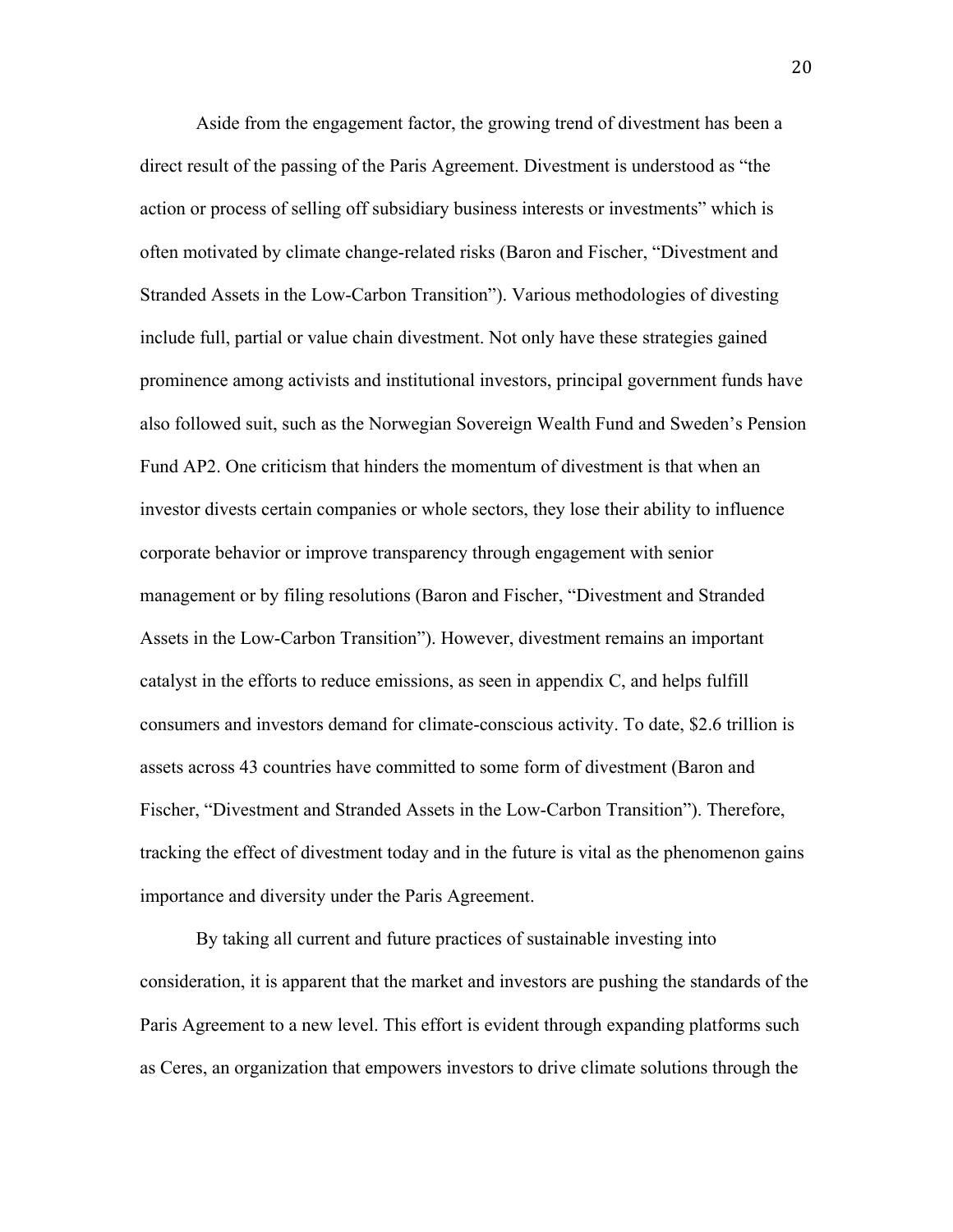Aside from the engagement factor, the growing trend of divestment has been a direct result of the passing of the Paris Agreement. Divestment is understood as "the action or process of selling off subsidiary business interests or investments" which is often motivated by climate change-related risks (Baron and Fischer, "Divestment and Stranded Assets in the Low-Carbon Transition"). Various methodologies of divesting include full, partial or value chain divestment. Not only have these strategies gained prominence among activists and institutional investors, principal government funds have also followed suit, such as the Norwegian Sovereign Wealth Fund and Sweden's Pension Fund AP2. One criticism that hinders the momentum of divestment is that when an investor divests certain companies or whole sectors, they lose their ability to influence corporate behavior or improve transparency through engagement with senior management or by filing resolutions (Baron and Fischer, "Divestment and Stranded Assets in the Low-Carbon Transition"). However, divestment remains an important catalyst in the efforts to reduce emissions, as seen in appendix C, and helps fulfill consumers and investors demand for climate-conscious activity. To date, $2.6 trillion is assets across 43 countries have committed to some form of divestment (Baron and Fischer, "Divestment and Stranded Assets in the Low-Carbon Transition"). Therefore, tracking the effect of divestment today and in the future is vital as the phenomenon gains importance and diversity under the Paris Agreement.

By taking all current and future practices of sustainable investing into consideration, it is apparent that the market and investors are pushing the standards of the Paris Agreement to a new level. This effort is evident through expanding platforms such as Ceres, an organization that empowers investors to drive climate solutions through the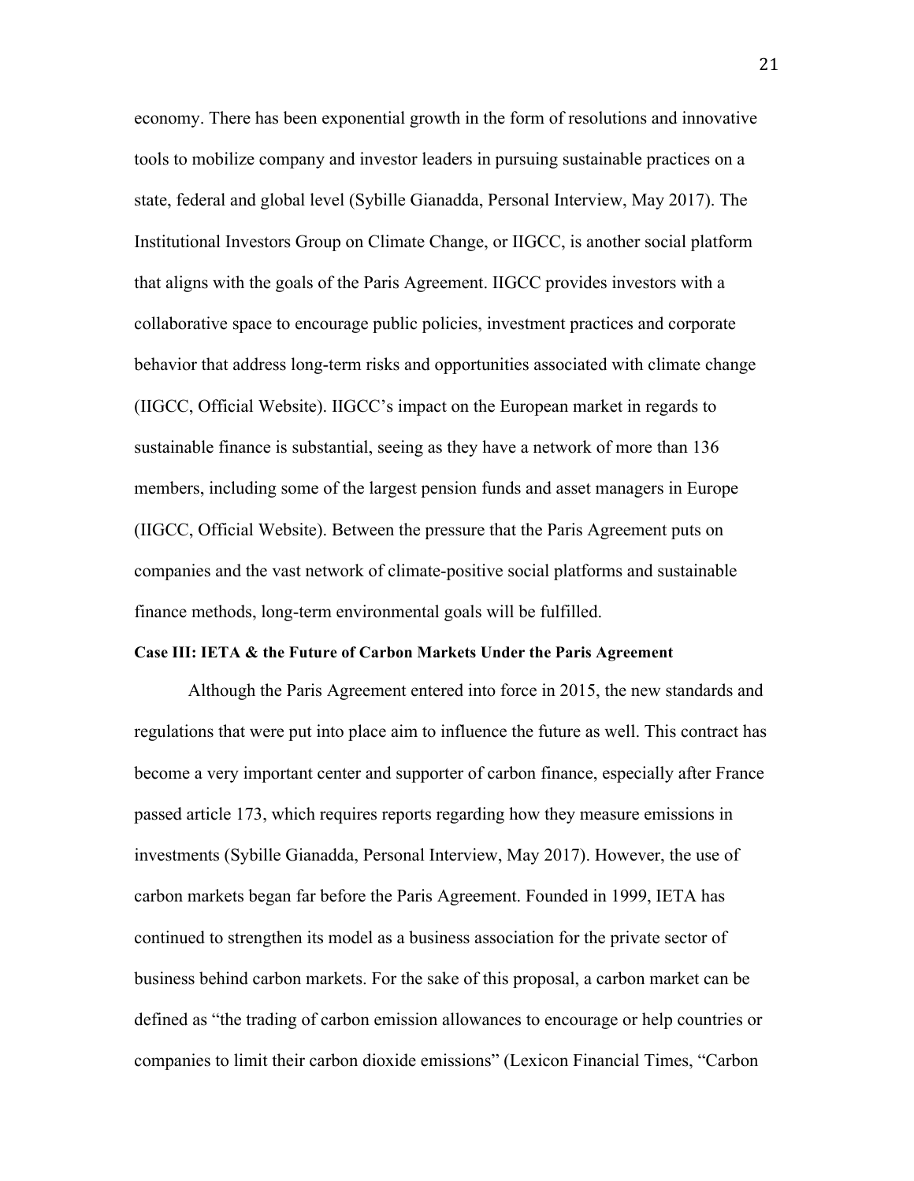economy. There has been exponential growth in the form of resolutions and innovative tools to mobilize company and investor leaders in pursuing sustainable practices on a state, federal and global level (Sybille Gianadda, Personal Interview, May 2017). The Institutional Investors Group on Climate Change, or IIGCC, is another social platform that aligns with the goals of the Paris Agreement. IIGCC provides investors with a collaborative space to encourage public policies, investment practices and corporate behavior that address long-term risks and opportunities associated with climate change (IIGCC, Official Website). IIGCC's impact on the European market in regards to sustainable finance is substantial, seeing as they have a network of more than 136 members, including some of the largest pension funds and asset managers in Europe (IIGCC, Official Website). Between the pressure that the Paris Agreement puts on companies and the vast network of climate-positive social platforms and sustainable finance methods, long-term environmental goals will be fulfilled.

**Case III: IETA & the Future of Carbon Markets Under the Paris Agreement**

Although the Paris Agreement entered into force in 2015, the new standards and regulations that were put into place aim to influence the future as well. This contract has become a very important center and supporter of carbon finance, especially after France passed article 173, which requires reports regarding how they measure emissions in investments (Sybille Gianadda, Personal Interview, May 2017). However, the use of carbon markets began far before the Paris Agreement. Founded in 1999, IETA has continued to strengthen its model as a business association for the private sector of business behind carbon markets. For the sake of this proposal, a carbon market can be defined as "the trading of carbon emission allowances to encourage or help countries or companies to limit their carbon dioxide emissions" (Lexicon Financial Times, "Carbon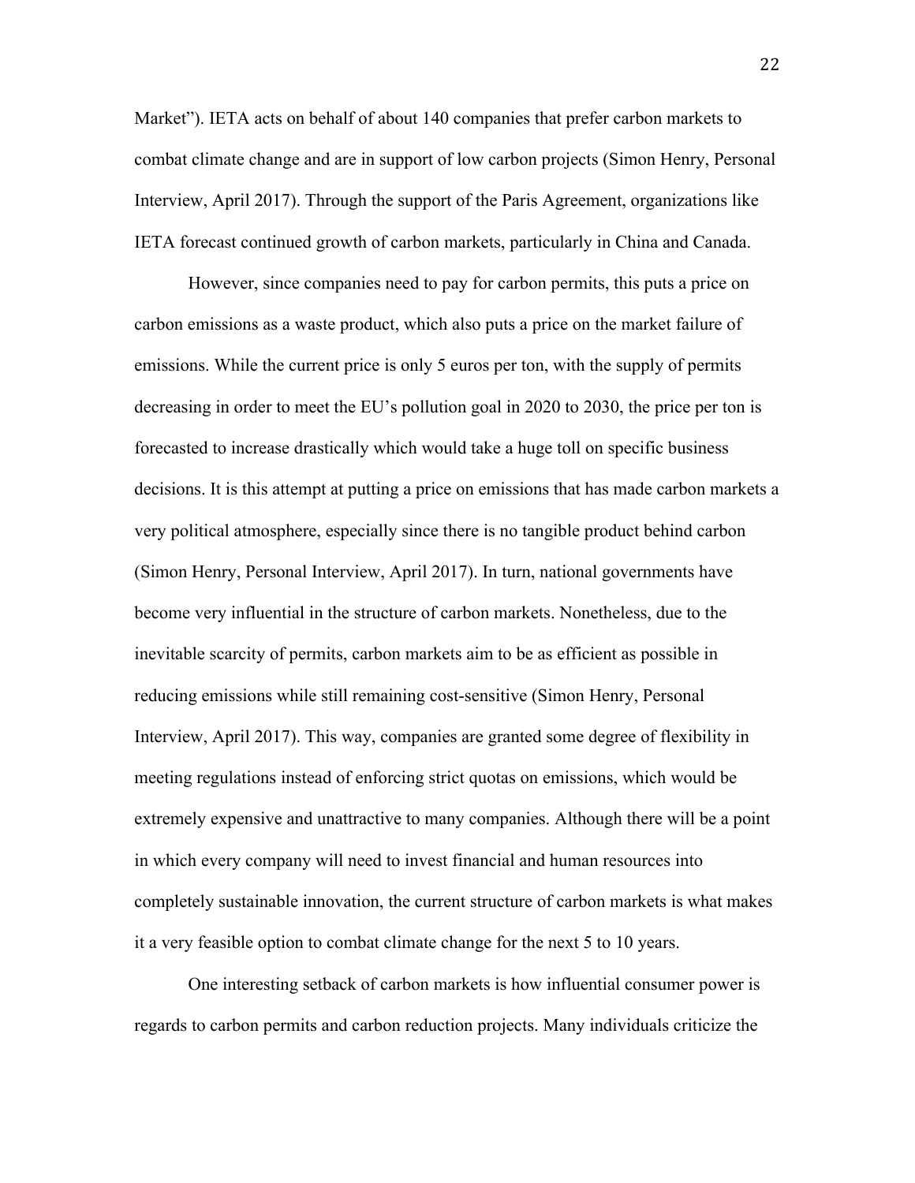Market"). IETA acts on behalf of about 140 companies that prefer carbon markets to combat climate change and are in support of low carbon projects (Simon Henry, Personal Interview, April 2017). Through the support of the Paris Agreement, organizations like IETA forecast continued growth of carbon markets, particularly in China and Canada.

However, since companies need to pay for carbon permits, this puts a price on carbon emissions as a waste product, which also puts a price on the market failure of emissions. While the current price is only 5 euros per ton, with the supply of permits decreasing in order to meet the EU's pollution goal in 2020 to 2030, the price per ton is forecasted to increase drastically which would take a huge toll on specific business decisions. It is this attempt at putting a price on emissions that has made carbon markets a very political atmosphere, especially since there is no tangible product behind carbon (Simon Henry, Personal Interview, April 2017). In turn, national governments have become very influential in the structure of carbon markets. Nonetheless, due to the inevitable scarcity of permits, carbon markets aim to be as efficient as possible in reducing emissions while still remaining cost-sensitive (Simon Henry, Personal Interview, April 2017). This way, companies are granted some degree of flexibility in meeting regulations instead of enforcing strict quotas on emissions, which would be extremely expensive and unattractive to many companies. Although there will be a point in which every company will need to invest financial and human resources into completely sustainable innovation, the current structure of carbon markets is what makes it a very feasible option to combat climate change for the next 5 to 10 years.

One interesting setback of carbon markets is how influential consumer power is regards to carbon permits and carbon reduction projects. Many individuals criticize the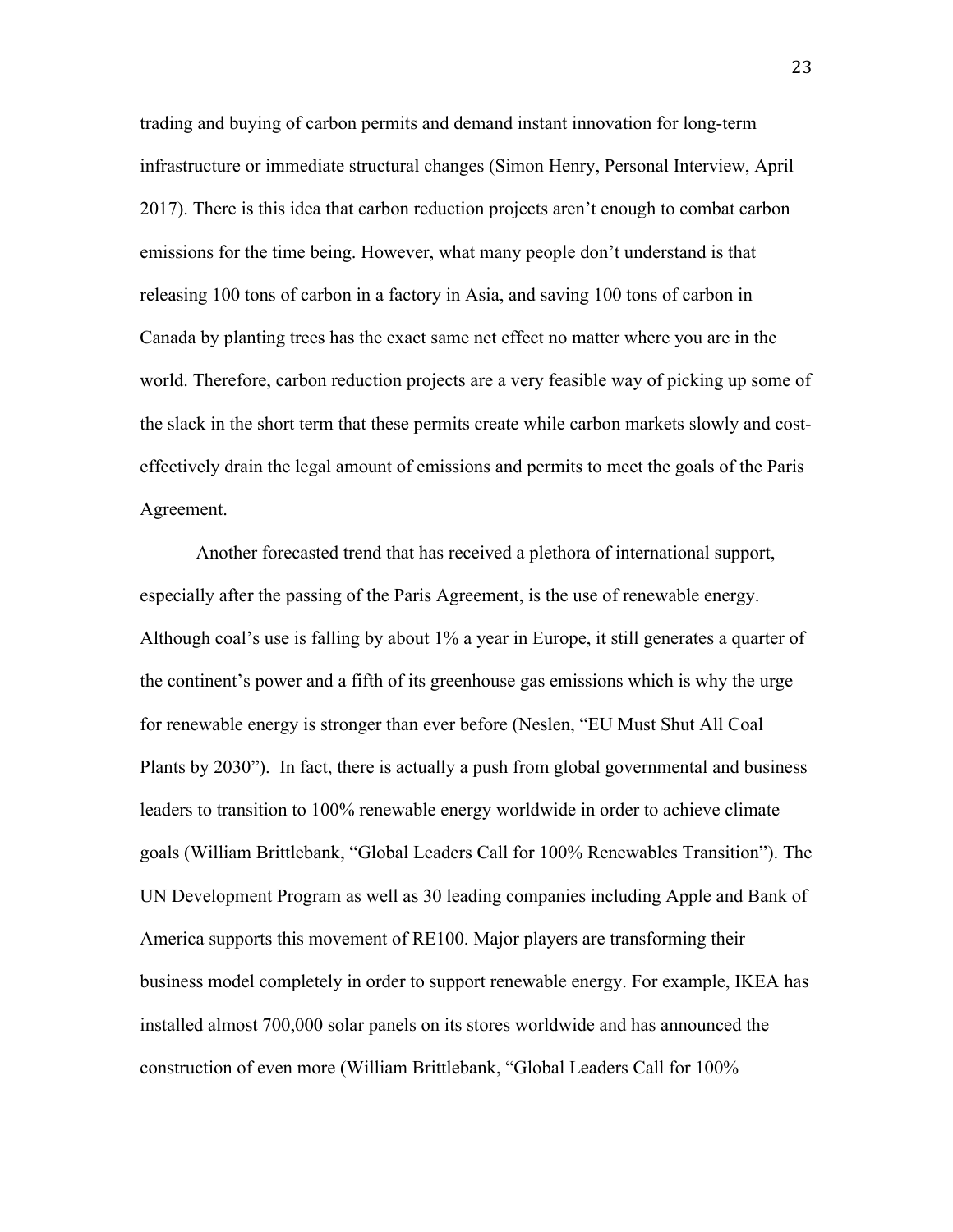trading and buying of carbon permits and demand instant innovation for long-term infrastructure or immediate structural changes (Simon Henry, Personal Interview, April 2017). There is this idea that carbon reduction projects aren't enough to combat carbon emissions for the time being. However, what many people don't understand is that releasing 100 tons of carbon in a factory in Asia, and saving 100 tons of carbon in Canada by planting trees has the exact same net effect no matter where you are in the world. Therefore, carbon reduction projects are a very feasible way of picking up some of the slack in the short term that these permits create while carbon markets slowly and cost-effectively drain the legal amount of emissions and permits to meet the goals of the Paris Agreement.

Another forecasted trend that has received a plethora of international support, especially after the passing of the Paris Agreement, is the use of renewable energy. Although coal's use is falling by about 1% a year in Europe, it still generates a quarter of the continent's power and a fifth of its greenhouse gas emissions which is why the urge for renewable energy is stronger than ever before (Neslen, "EU Must Shut All Coal Plants by 2030"). In fact, there is actually a push from global governmental and business leaders to transition to 100% renewable energy worldwide in order to achieve climate goals (William Brittlebank, "Global Leaders Call for 100% Renewables Transition"). The UN Development Program as well as 30 leading companies including Apple and Bank of America supports this movement of RE100. Major players are transforming their business model completely in order to support renewable energy. For example, IKEA has installed almost 700,000 solar panels on its stores worldwide and has announced the construction of even more (William Brittlebank, "Global Leaders Call for 100%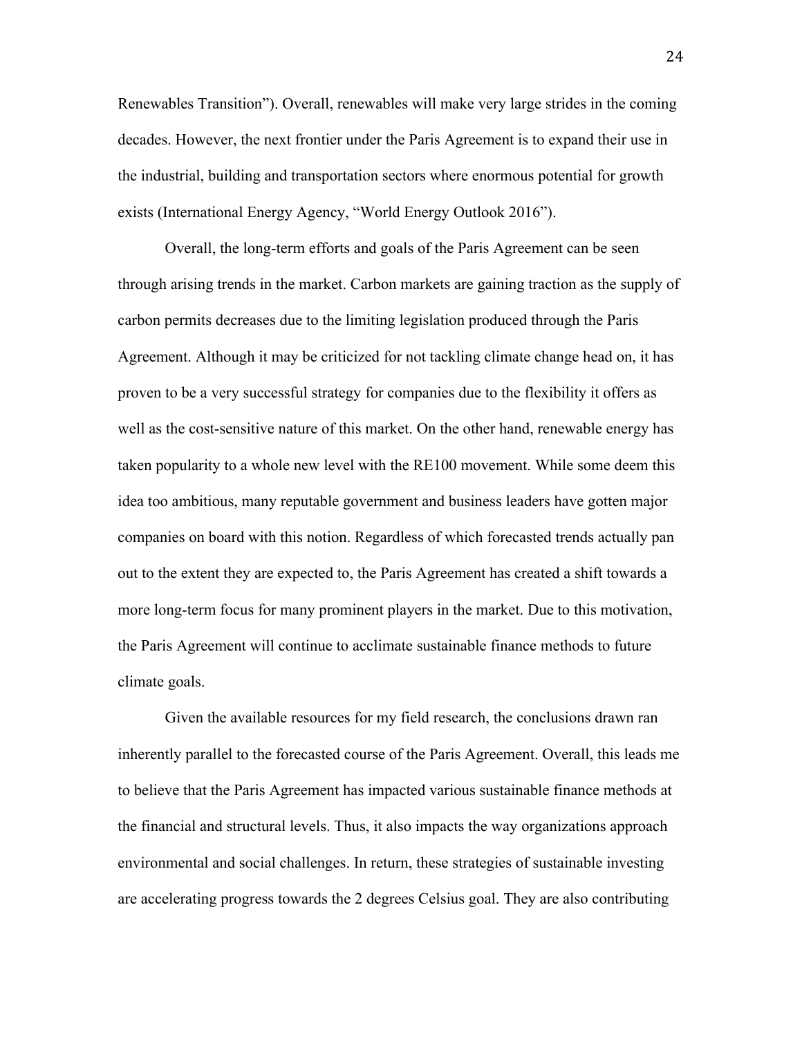Renewables Transition"). Overall, renewables will make very large strides in the coming decades. However, the next frontier under the Paris Agreement is to expand their use in the industrial, building and transportation sectors where enormous potential for growth exists (International Energy Agency, "World Energy Outlook 2016").

Overall, the long-term efforts and goals of the Paris Agreement can be seen through arising trends in the market. Carbon markets are gaining traction as the supply of carbon permits decreases due to the limiting legislation produced through the Paris Agreement. Although it may be criticized for not tackling climate change head on, it has proven to be a very successful strategy for companies due to the flexibility it offers as well as the cost-sensitive nature of this market. On the other hand, renewable energy has taken popularity to a whole new level with the RE100 movement. While some deem this idea too ambitious, many reputable government and business leaders have gotten major companies on board with this notion. Regardless of which forecasted trends actually pan out to the extent they are expected to, the Paris Agreement has created a shift towards a more long-term focus for many prominent players in the market. Due to this motivation, the Paris Agreement will continue to acclimate sustainable finance methods to future climate goals.

Given the available resources for my field research, the conclusions drawn ran inherently parallel to the forecasted course of the Paris Agreement. Overall, this leads me to believe that the Paris Agreement has impacted various sustainable finance methods at the financial and structural levels. Thus, it also impacts the way organizations approach environmental and social challenges. In return, these strategies of sustainable investing are accelerating progress towards the 2 degrees Celsius goal. They are also contributing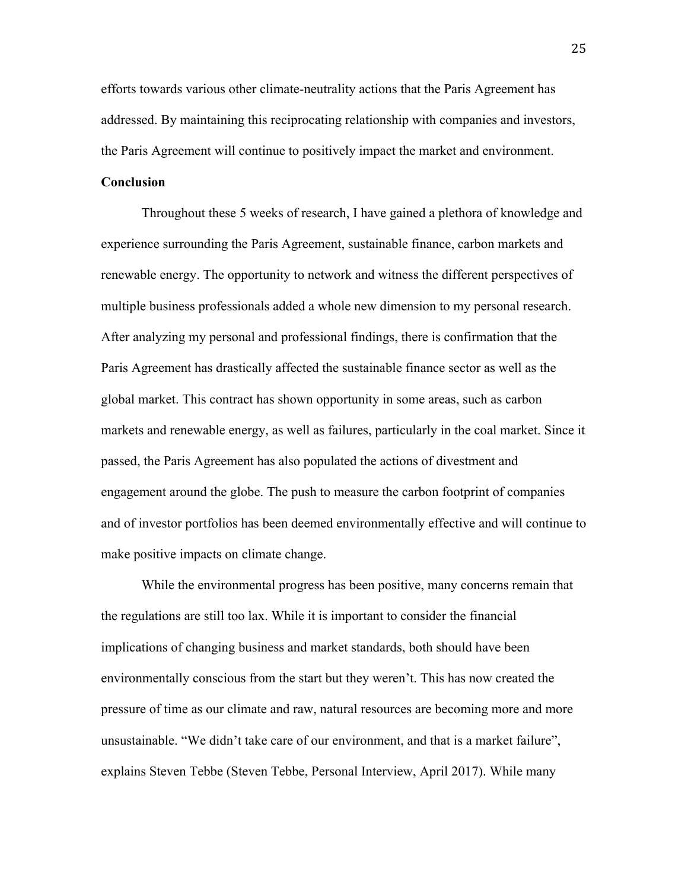efforts towards various other climate-neutrality actions that the Paris Agreement has addressed. By maintaining this reciprocating relationship with companies and investors, the Paris Agreement will continue to positively impact the market and environment.

**Conclusion**

Throughout these 5 weeks of research, I have gained a plethora of knowledge and experience surrounding the Paris Agreement, sustainable finance, carbon markets and renewable energy. The opportunity to network and witness the different perspectives of multiple business professionals added a whole new dimension to my personal research. After analyzing my personal and professional findings, there is confirmation that the Paris Agreement has drastically affected the sustainable finance sector as well as the global market. This contract has shown opportunity in some areas, such as carbon markets and renewable energy, as well as failures, particularly in the coal market. Since it passed, the Paris Agreement has also populated the actions of divestment and engagement around the globe. The push to measure the carbon footprint of companies and of investor portfolios has been deemed environmentally effective and will continue to make positive impacts on climate change.

While the environmental progress has been positive, many concerns remain that the regulations are still too lax. While it is important to consider the financial implications of changing business and market standards, both should have been environmentally conscious from the start but they weren't. This has now created the pressure of time as our climate and raw, natural resources are becoming more and more unsustainable. "We didn't take care of our environment, and that is a market failure", explains Steven Tebbe (Steven Tebbe, Personal Interview, April 2017). While many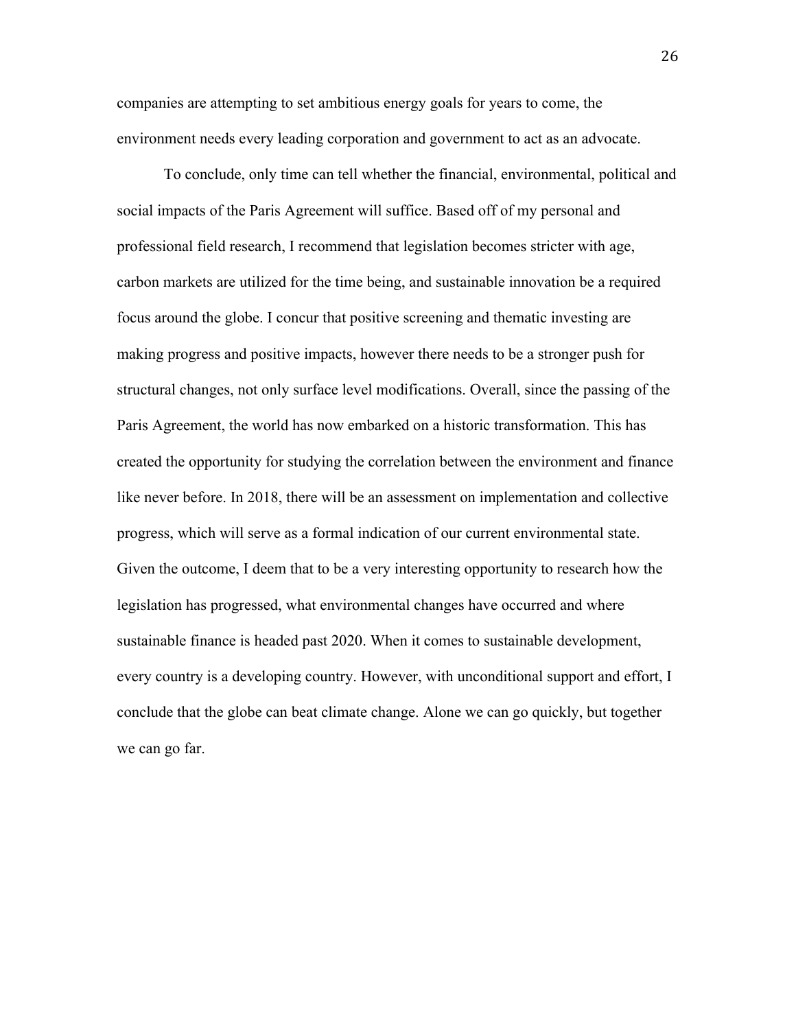companies are attempting to set ambitious energy goals for years to come, the environment needs every leading corporation and government to act as an advocate.

To conclude, only time can tell whether the financial, environmental, political and social impacts of the Paris Agreement will suffice. Based off of my personal and professional field research, I recommend that legislation becomes stricter with age, carbon markets are utilized for the time being, and sustainable innovation be a required focus around the globe. I concur that positive screening and thematic investing are making progress and positive impacts, however there needs to be a stronger push for structural changes, not only surface level modifications. Overall, since the passing of the Paris Agreement, the world has now embarked on a historic transformation. This has created the opportunity for studying the correlation between the environment and finance like never before. In 2018, there will be an assessment on implementation and collective progress, which will serve as a formal indication of our current environmental state. Given the outcome, I deem that to be a very interesting opportunity to research how the legislation has progressed, what environmental changes have occurred and where sustainable finance is headed past 2020. When it comes to sustainable development, every country is a developing country. However, with unconditional support and effort, I conclude that the globe can beat climate change. Alone we can go quickly, but together we can go far.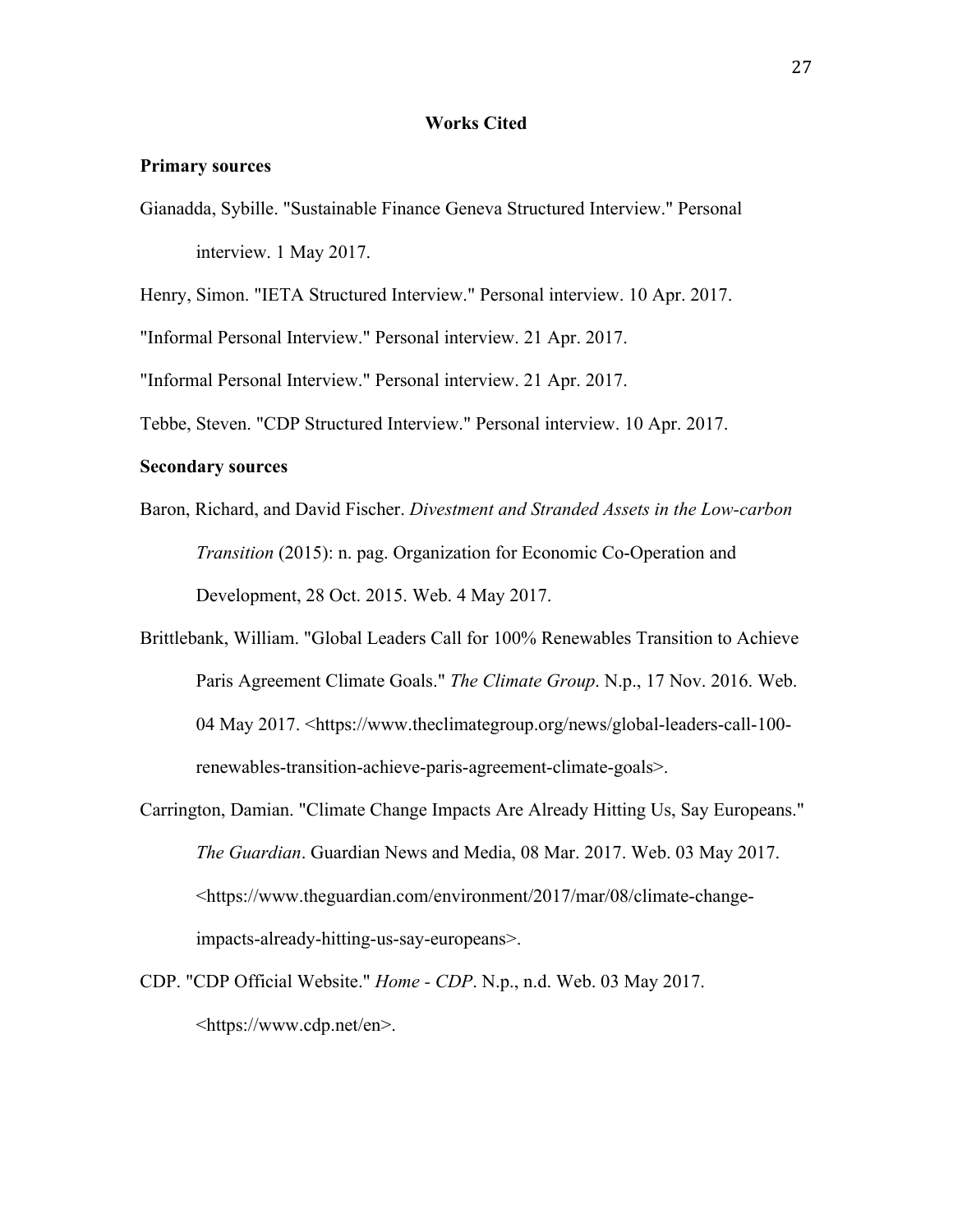## Works Cited

### Primary sources

Gianadda, Sybille. "Sustainable Finance Geneva Structured Interview." Personal interview. 1 May 2017.

Henry, Simon. "IETA Structured Interview." Personal interview. 10 Apr. 2017.

"Informal Personal Interview." Personal interview. 21 Apr. 2017.

"Informal Personal Interview." Personal interview. 21 Apr. 2017.

Tebbe, Steven. "CDP Structured Interview." Personal interview. 10 Apr. 2017.

### Secondary sources

Baron, Richard, and David Fischer. *Divestment and Stranded Assets in the Low-carbon Transition* (2015): n. pag. Organization for Economic Co-Operation and Development, 28 Oct. 2015. Web. 4 May 2017.

Brittlebank, William. "Global Leaders Call for 100% Renewables Transition to Achieve Paris Agreement Climate Goals." *The Climate Group*. N.p., 17 Nov. 2016. Web. 04 May 2017. <https://www.theclimategroup.org/news/global-leaders-call-100-renewables-transition-achieve-paris-agreement-climate-goals>.

Carrington, Damian. "Climate Change Impacts Are Already Hitting Us, Say Europeans." *The Guardian*. Guardian News and Media, 08 Mar. 2017. Web. 03 May 2017. <https://www.theguardian.com/environment/2017/mar/08/climate-change-impacts-already-hitting-us-say-europeans>.

CDP. "CDP Official Website." *Home - CDP*. N.p., n.d. Web. 03 May 2017. <https://www.cdp.net/en>.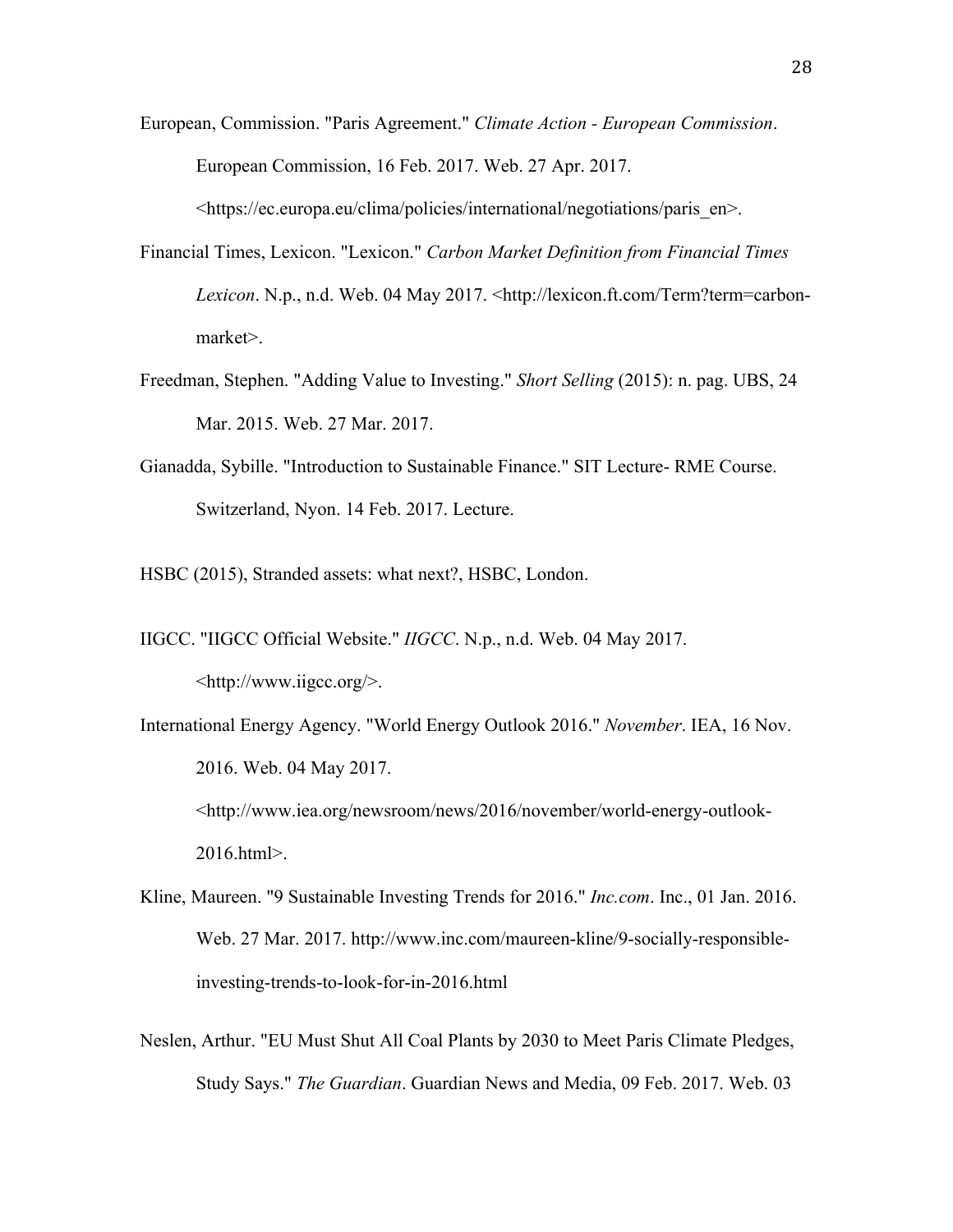European, Commission. "Paris Agreement." *Climate Action - European Commission*. European Commission, 16 Feb. 2017. Web. 27 Apr. 2017. <https://ec.europa.eu/clima/policies/international/negotiations/paris_en>.

Financial Times, Lexicon. "Lexicon." *Carbon Market Definition from Financial Times Lexicon*. N.p., n.d. Web. 04 May 2017. <http://lexicon.ft.com/Term?term=carbon-market>.

Freedman, Stephen. "Adding Value to Investing." *Short Selling* (2015): n. pag. UBS, 24 Mar. 2015. Web. 27 Mar. 2017.

Gianadda, Sybille. "Introduction to Sustainable Finance." SIT Lecture- RME Course. Switzerland, Nyon. 14 Feb. 2017. Lecture.

HSBC (2015), Stranded assets: what next?, HSBC, London.

IIGCC. "IIGCC Official Website." *IIGCC*. N.p., n.d. Web. 04 May 2017. <http://www.iigcc.org/>.

International Energy Agency. "World Energy Outlook 2016." *November*. IEA, 16 Nov. 2016. Web. 04 May 2017. <http://www.iea.org/newsroom/news/2016/november/world-energy-outlook-2016.html>.

Kline, Maureen. "9 Sustainable Investing Trends for 2016." *Inc.com*. Inc., 01 Jan. 2016. Web. 27 Mar. 2017. http://www.inc.com/maureen-kline/9-socially-responsible-investing-trends-to-look-for-in-2016.html

Neslen, Arthur. "EU Must Shut All Coal Plants by 2030 to Meet Paris Climate Pledges, Study Says." *The Guardian*. Guardian News and Media, 09 Feb. 2017. Web. 03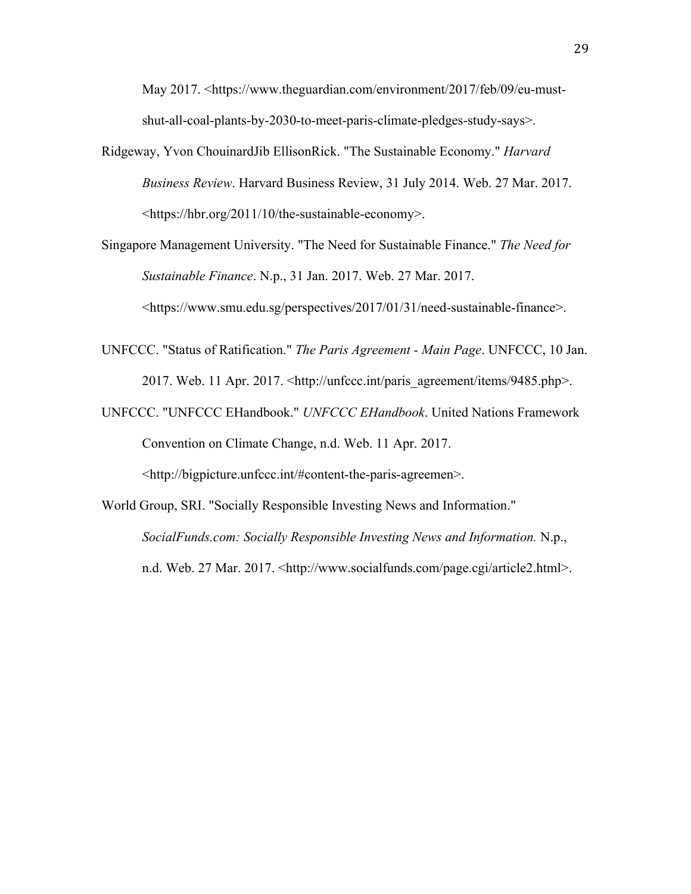May 2017. <https://www.theguardian.com/environment/2017/feb/09/eu-must-shut-all-coal-plants-by-2030-to-meet-paris-climate-pledges-study-says>.

Ridgeway, Yvon ChouinardJib EllisonRick. "The Sustainable Economy." *Harvard Business Review*. Harvard Business Review, 31 July 2014. Web. 27 Mar. 2017. <https://hbr.org/2011/10/the-sustainable-economy>.

Singapore Management University. "The Need for Sustainable Finance." *The Need for Sustainable Finance*. N.p., 31 Jan. 2017. Web. 27 Mar. 2017. <https://www.smu.edu.sg/perspectives/2017/01/31/need-sustainable-finance>.

UNFCCC. "Status of Ratification." *The Paris Agreement - Main Page*. UNFCCC, 10 Jan. 2017. Web. 11 Apr. 2017. <http://unfccc.int/paris_agreement/items/9485.php>.

UNFCCC. "UNFCCC EHandbook." *UNFCCC EHandbook*. United Nations Framework Convention on Climate Change, n.d. Web. 11 Apr. 2017. <http://bigpicture.unfccc.int/#content-the-paris-agreemen>.

World Group, SRI. "Socially Responsible Investing News and Information." *SocialFunds.com: Socially Responsible Investing News and Information.* N.p., n.d. Web. 27 Mar. 2017. <http://www.socialfunds.com/page.cgi/article2.html>.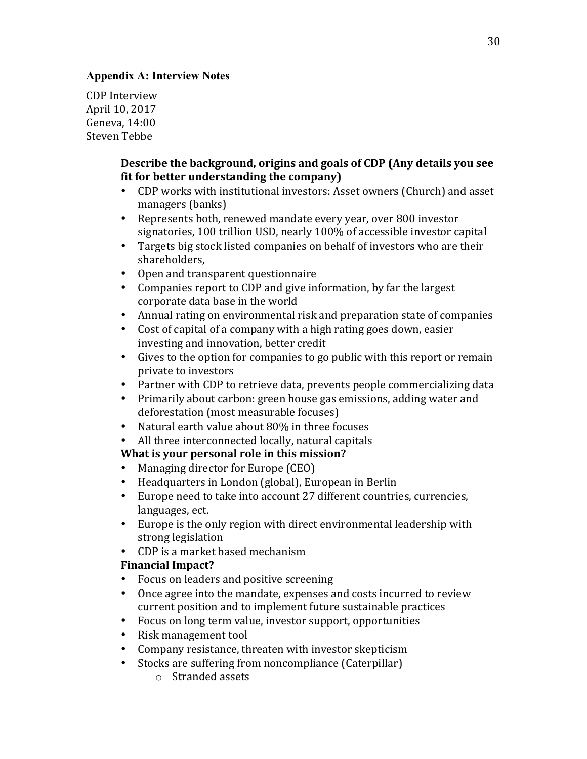**Appendix A: Interview Notes**

CDP Interview
April 10, 2017
Geneva, 14:00
Steven Tebbe

**Describe the background, origins and goals of CDP (Any details you see fit for better understanding the company)**

- CDP works with institutional investors: Asset owners (Church) and asset managers (banks)
- Represents both, renewed mandate every year, over 800 investor signatories, 100 trillion USD, nearly 100% of accessible investor capital
- Targets big stock listed companies on behalf of investors who are their shareholders,
- Open and transparent questionnaire
- Companies report to CDP and give information, by far the largest corporate data base in the world
- Annual rating on environmental risk and preparation state of companies
- Cost of capital of a company with a high rating goes down, easier investing and innovation, better credit
- Gives to the option for companies to go public with this report or remain private to investors
- Partner with CDP to retrieve data, prevents people commercializing data
- Primarily about carbon: green house gas emissions, adding water and deforestation (most measurable focuses)
- Natural earth value about 80% in three focuses
- All three interconnected locally, natural capitals

**What is your personal role in this mission?**

- Managing director for Europe (CEO)
- Headquarters in London (global), European in Berlin
- Europe need to take into account 27 different countries, currencies, languages, ect.
- Europe is the only region with direct environmental leadership with strong legislation
- CDP is a market based mechanism

**Financial Impact?**

- Focus on leaders and positive screening
- Once agree into the mandate, expenses and costs incurred to review current position and to implement future sustainable practices
- Focus on long term value, investor support, opportunities
- Risk management tool
- Company resistance, threaten with investor skepticism
- Stocks are suffering from noncompliance (Caterpillar)
    - Stranded assets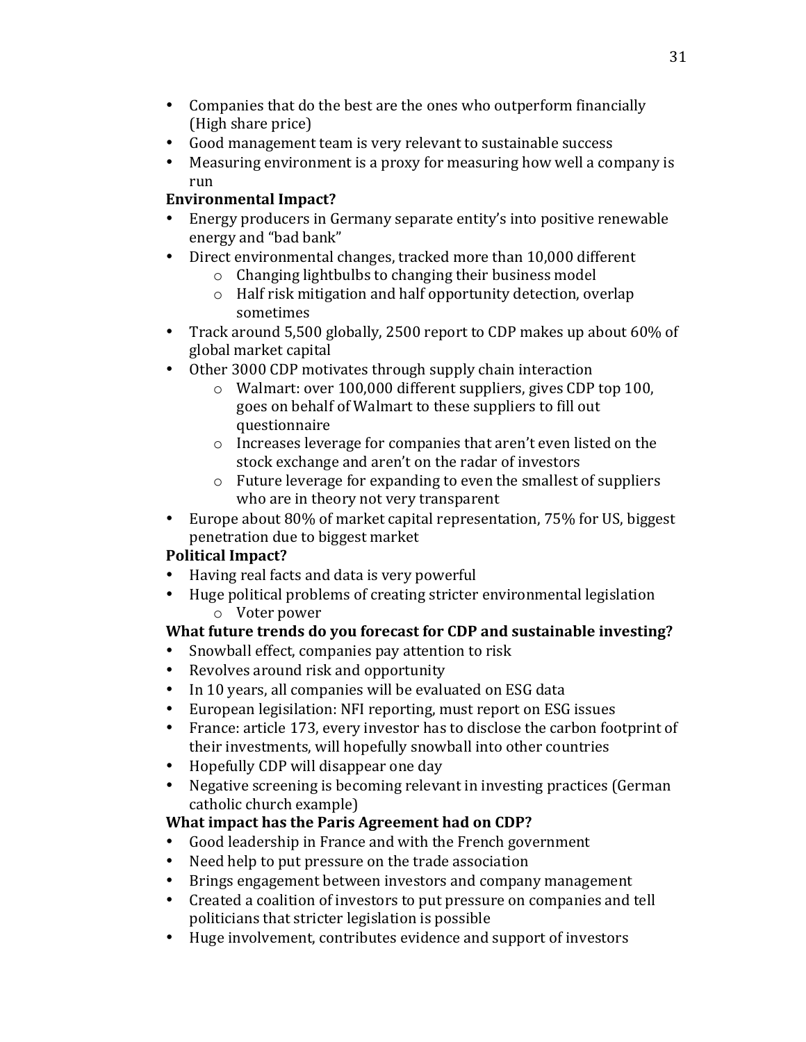- Companies that do the best are the ones who outperform financially (High share price)
- Good management team is very relevant to sustainable success
- Measuring environment is a proxy for measuring how well a company is run

**Environmental Impact?**

- Energy producers in Germany separate entity's into positive renewable energy and "bad bank"
- Direct environmental changes, tracked more than 10,000 different
  - Changing lightbulbs to changing their business model
  - Half risk mitigation and half opportunity detection, overlap sometimes
- Track around 5,500 globally, 2500 report to CDP makes up about 60% of global market capital
- Other 3000 CDP motivates through supply chain interaction
  - Walmart: over 100,000 different suppliers, gives CDP top 100, goes on behalf of Walmart to these suppliers to fill out questionnaire
  - Increases leverage for companies that aren't even listed on the stock exchange and aren't on the radar of investors
  - Future leverage for expanding to even the smallest of suppliers who are in theory not very transparent
- Europe about 80% of market capital representation, 75% for US, biggest penetration due to biggest market

**Political Impact?**

- Having real facts and data is very powerful
- Huge political problems of creating stricter environmental legislation
  - Voter power

**What future trends do you forecast for CDP and sustainable investing?**

- Snowball effect, companies pay attention to risk
- Revolves around risk and opportunity
- In 10 years, all companies will be evaluated on ESG data
- European legisilation: NFI reporting, must report on ESG issues
- France: article 173, every investor has to disclose the carbon footprint of their investments, will hopefully snowball into other countries
- Hopefully CDP will disappear one day
- Negative screening is becoming relevant in investing practices (German catholic church example)

**What impact has the Paris Agreement had on CDP?**

- Good leadership in France and with the French government
- Need help to put pressure on the trade association
- Brings engagement between investors and company management
- Created a coalition of investors to put pressure on companies and tell politicians that stricter legislation is possible
- Huge involvement, contributes evidence and support of investors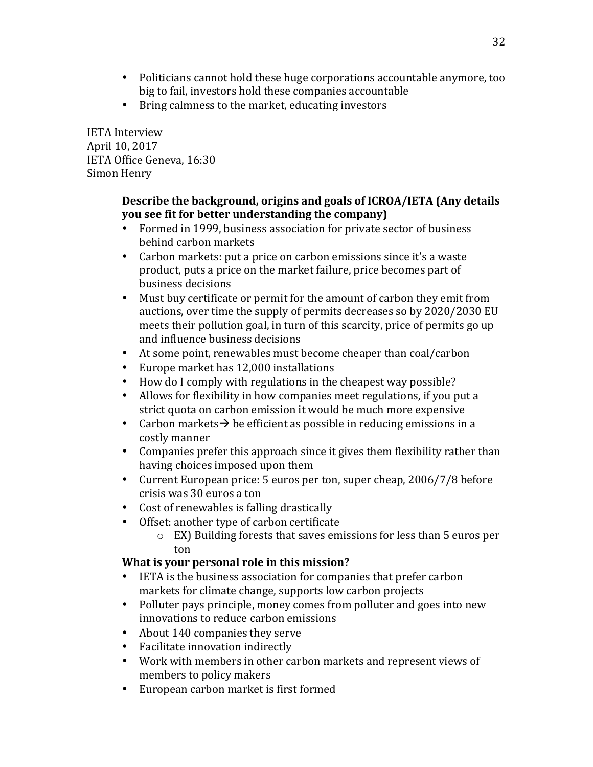- Politicians cannot hold these huge corporations accountable anymore, too big to fail, investors hold these companies accountable
- Bring calmness to the market, educating investors

IETA Interview
April 10, 2017
IETA Office Geneva, 16:30
Simon Henry

**Describe the background, origins and goals of ICROA/IETA (Any details you see fit for better understanding the company)**

- Formed in 1999, business association for private sector of business behind carbon markets
- Carbon markets: put a price on carbon emissions since it's a waste product, puts a price on the market failure, price becomes part of business decisions
- Must buy certificate or permit for the amount of carbon they emit from auctions, over time the supply of permits decreases so by 2020/2030 EU meets their pollution goal, in turn of this scarcity, price of permits go up and influence business decisions
- At some point, renewables must become cheaper than coal/carbon
- Europe market has 12,000 installations
- How do I comply with regulations in the cheapest way possible?
- Allows for flexibility in how companies meet regulations, if you put a strict quota on carbon emission it would be much more expensive
- Carbon markets→ be efficient as possible in reducing emissions in a costly manner
- Companies prefer this approach since it gives them flexibility rather than having choices imposed upon them
- Current European price: 5 euros per ton, super cheap, 2006/7/8 before crisis was 30 euros a ton
- Cost of renewables is falling drastically
- Offset: another type of carbon certificate
  - EX) Building forests that saves emissions for less than 5 euros per ton

**What is your personal role in this mission?**

- IETA is the business association for companies that prefer carbon markets for climate change, supports low carbon projects
- Polluter pays principle, money comes from polluter and goes into new innovations to reduce carbon emissions
- About 140 companies they serve
- Facilitate innovation indirectly
- Work with members in other carbon markets and represent views of members to policy makers
- European carbon market is first formed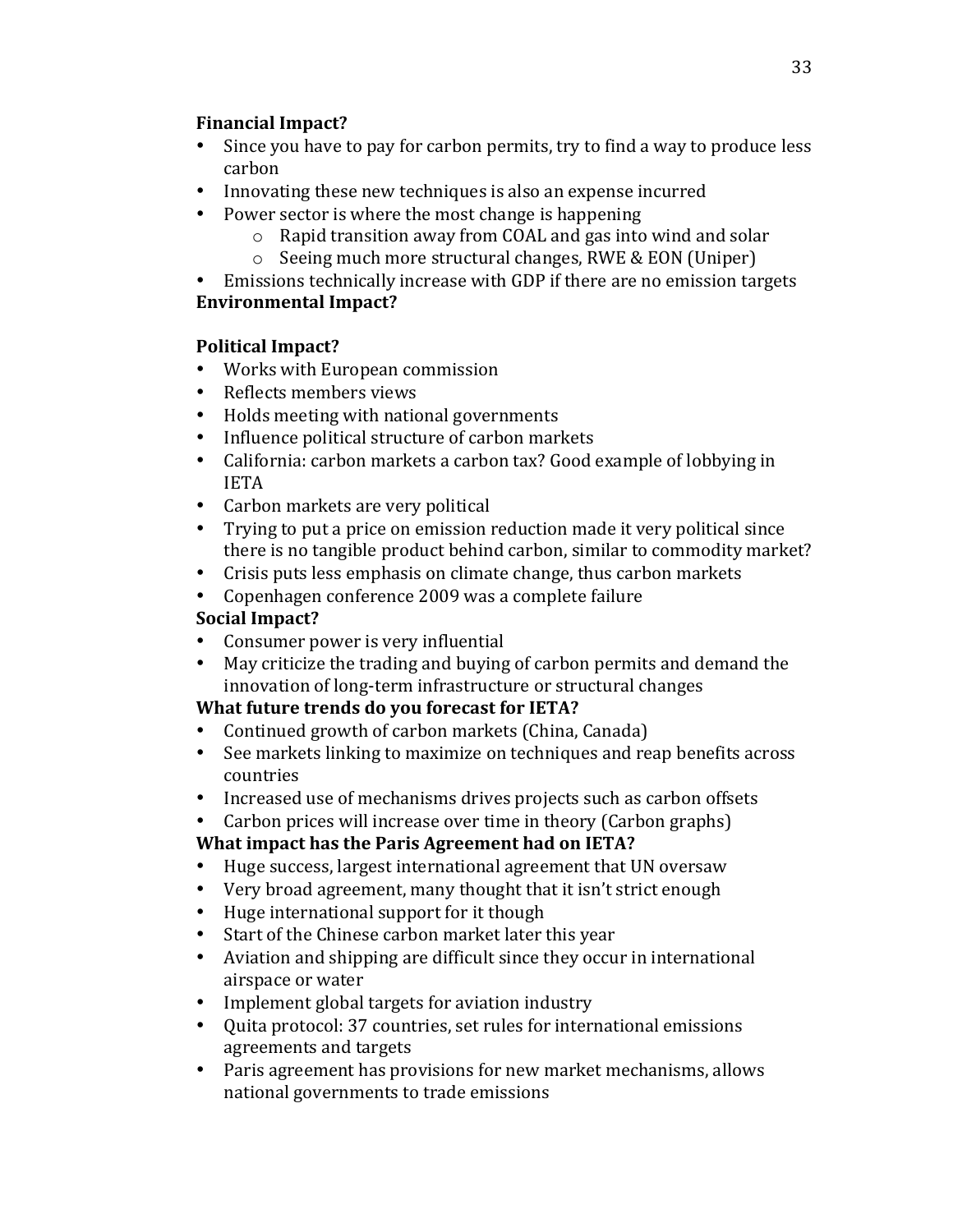**Financial Impact?**

- Since you have to pay for carbon permits, try to find a way to produce less carbon
- Innovating these new techniques is also an expense incurred
- Power sector is where the most change is happening
  - Rapid transition away from COAL and gas into wind and solar
  - Seeing much more structural changes, RWE & EON (Uniper)
- Emissions technically increase with GDP if there are no emission targets

**Environmental Impact?**

**Political Impact?**

- Works with European commission
- Reflects members views
- Holds meeting with national governments
- Influence political structure of carbon markets
- California: carbon markets a carbon tax? Good example of lobbying in IETA
- Carbon markets are very political
- Trying to put a price on emission reduction made it very political since there is no tangible product behind carbon, similar to commodity market?
- Crisis puts less emphasis on climate change, thus carbon markets
- Copenhagen conference 2009 was a complete failure

**Social Impact?**

- Consumer power is very influential
- May criticize the trading and buying of carbon permits and demand the innovation of long-term infrastructure or structural changes

**What future trends do you forecast for IETA?**

- Continued growth of carbon markets (China, Canada)
- See markets linking to maximize on techniques and reap benefits across countries
- Increased use of mechanisms drives projects such as carbon offsets
- Carbon prices will increase over time in theory (Carbon graphs)

**What impact has the Paris Agreement had on IETA?**

- Huge success, largest international agreement that UN oversaw
- Very broad agreement, many thought that it isn't strict enough
- Huge international support for it though
- Start of the Chinese carbon market later this year
- Aviation and shipping are difficult since they occur in international airspace or water
- Implement global targets for aviation industry
- Quita protocol: 37 countries, set rules for international emissions agreements and targets
- Paris agreement has provisions for new market mechanisms, allows national governments to trade emissions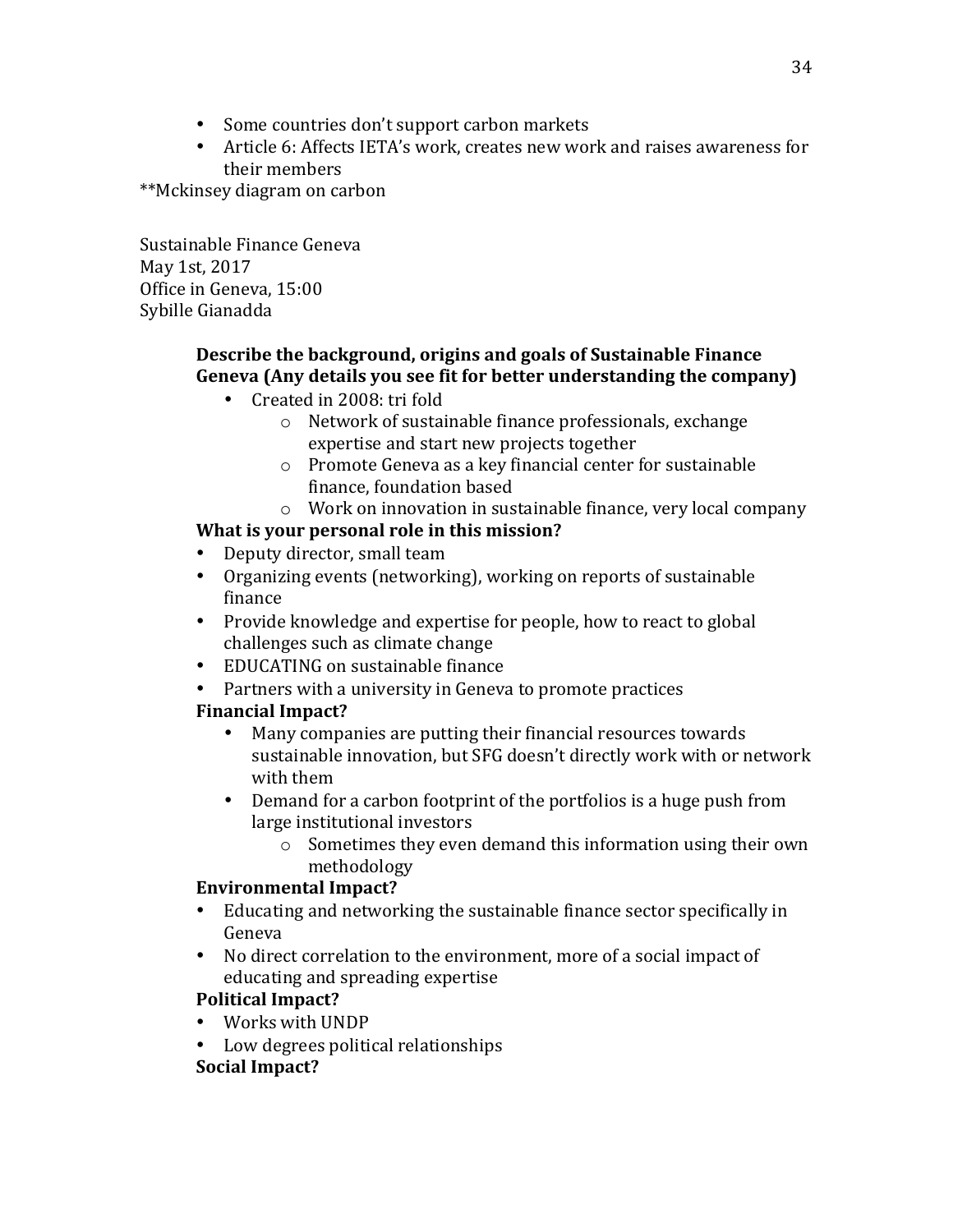- Some countries don't support carbon markets
- Article 6: Affects IETA's work, creates new work and raises awareness for their members

**Mckinsey diagram on carbon

Sustainable Finance Geneva
May 1st, 2017
Office in Geneva, 15:00
Sybille Gianadda

**Describe the background, origins and goals of Sustainable Finance Geneva (Any details you see fit for better understanding the company)**

- Created in 2008: tri fold
  - Network of sustainable finance professionals, exchange expertise and start new projects together
  - Promote Geneva as a key financial center for sustainable finance, foundation based
  - Work on innovation in sustainable finance, very local company

**What is your personal role in this mission?**

- Deputy director, small team
- Organizing events (networking), working on reports of sustainable finance
- Provide knowledge and expertise for people, how to react to global challenges such as climate change
- EDUCATING on sustainable finance
- Partners with a university in Geneva to promote practices

**Financial Impact?**

- Many companies are putting their financial resources towards sustainable innovation, but SFG doesn't directly work with or network with them
- Demand for a carbon footprint of the portfolios is a huge push from large institutional investors
  - Sometimes they even demand this information using their own methodology

**Environmental Impact?**

- Educating and networking the sustainable finance sector specifically in Geneva
- No direct correlation to the environment, more of a social impact of educating and spreading expertise

**Political Impact?**

- Works with UNDP
- Low degrees political relationships

**Social Impact?**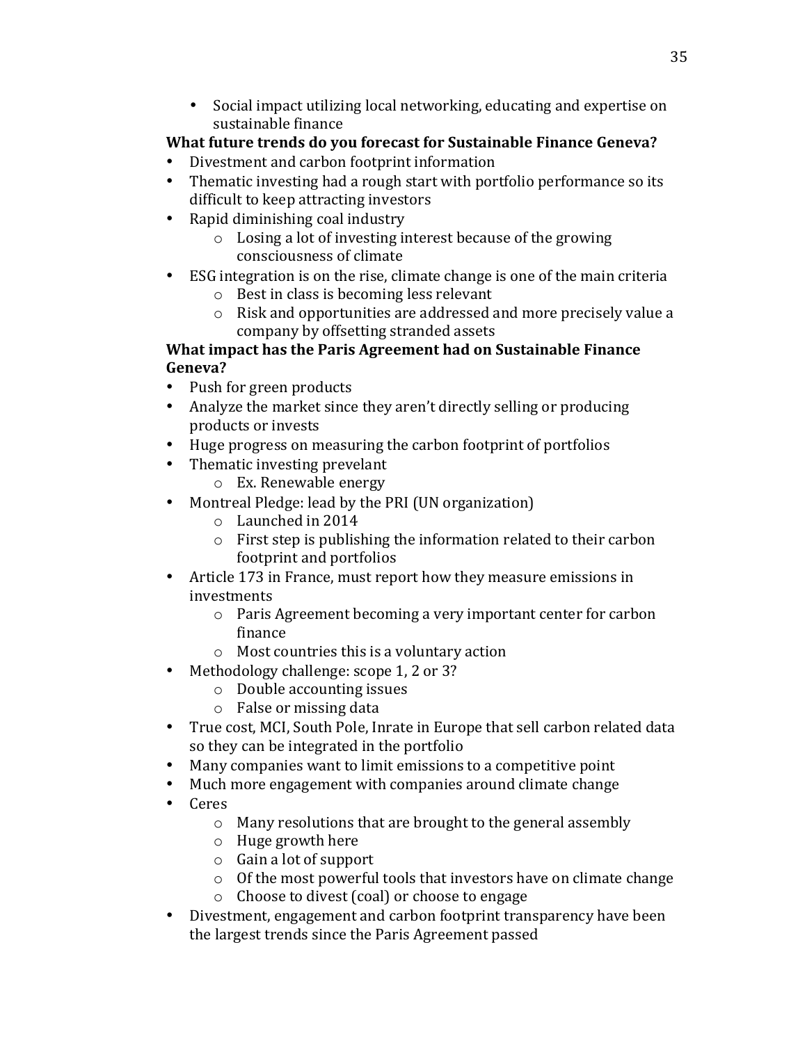- Social impact utilizing local networking, educating and expertise on sustainable finance

**What future trends do you forecast for Sustainable Finance Geneva?**

- Divestment and carbon footprint information
- Thematic investing had a rough start with portfolio performance so its difficult to keep attracting investors
- Rapid diminishing coal industry
  - Losing a lot of investing interest because of the growing consciousness of climate
- ESG integration is on the rise, climate change is one of the main criteria
  - Best in class is becoming less relevant
  - Risk and opportunities are addressed and more precisely value a company by offsetting stranded assets

**What impact has the Paris Agreement had on Sustainable Finance Geneva?**

- Push for green products
- Analyze the market since they aren't directly selling or producing products or invests
- Huge progress on measuring the carbon footprint of portfolios
- Thematic investing prevelant
  - Ex. Renewable energy
- Montreal Pledge: lead by the PRI (UN organization)
  - Launched in 2014
  - First step is publishing the information related to their carbon footprint and portfolios
- Article 173 in France, must report how they measure emissions in investments
  - Paris Agreement becoming a very important center for carbon finance
  - Most countries this is a voluntary action
- Methodology challenge: scope 1, 2 or 3?
  - Double accounting issues
  - False or missing data
- True cost, MCI, South Pole, Inrate in Europe that sell carbon related data so they can be integrated in the portfolio
- Many companies want to limit emissions to a competitive point
- Much more engagement with companies around climate change
- Ceres
  - Many resolutions that are brought to the general assembly
  - Huge growth here
  - Gain a lot of support
  - Of the most powerful tools that investors have on climate change
  - Choose to divest (coal) or choose to engage
- Divestment, engagement and carbon footprint transparency have been the largest trends since the Paris Agreement passed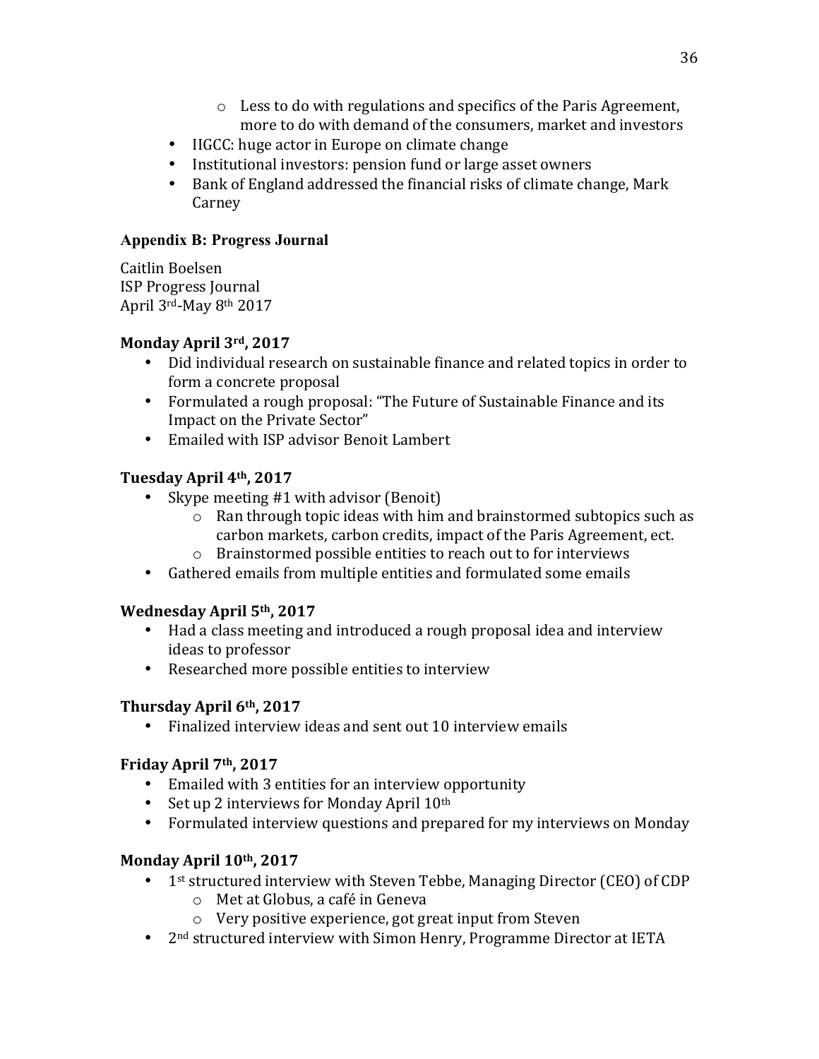- Less to do with regulations and specifics of the Paris Agreement, more to do with demand of the consumers, market and investors
- IIGCC: huge actor in Europe on climate change
- Institutional investors: pension fund or large asset owners
- Bank of England addressed the financial risks of climate change, Mark Carney

### Appendix B: Progress Journal

Caitlin Boelsen
ISP Progress Journal
April 3rd-May 8th 2017

#### Monday April 3rd, 2017

- Did individual research on sustainable finance and related topics in order to form a concrete proposal
- Formulated a rough proposal: "The Future of Sustainable Finance and its Impact on the Private Sector"
- Emailed with ISP advisor Benoit Lambert

#### Tuesday April 4th, 2017

- Skype meeting #1 with advisor (Benoit)
  - Ran through topic ideas with him and brainstormed subtopics such as carbon markets, carbon credits, impact of the Paris Agreement, ect.
  - Brainstormed possible entities to reach out to for interviews
- Gathered emails from multiple entities and formulated some emails

#### Wednesday April 5th, 2017

- Had a class meeting and introduced a rough proposal idea and interview ideas to professor
- Researched more possible entities to interview

#### Thursday April 6th, 2017

- Finalized interview ideas and sent out 10 interview emails

#### Friday April 7th, 2017

- Emailed with 3 entities for an interview opportunity
- Set up 2 interviews for Monday April 10th
- Formulated interview questions and prepared for my interviews on Monday

#### Monday April 10th, 2017

- 1st structured interview with Steven Tebbe, Managing Director (CEO) of CDP
  - Met at Globus, a café in Geneva
  - Very positive experience, got great input from Steven
- 2nd structured interview with Simon Henry, Programme Director at IETA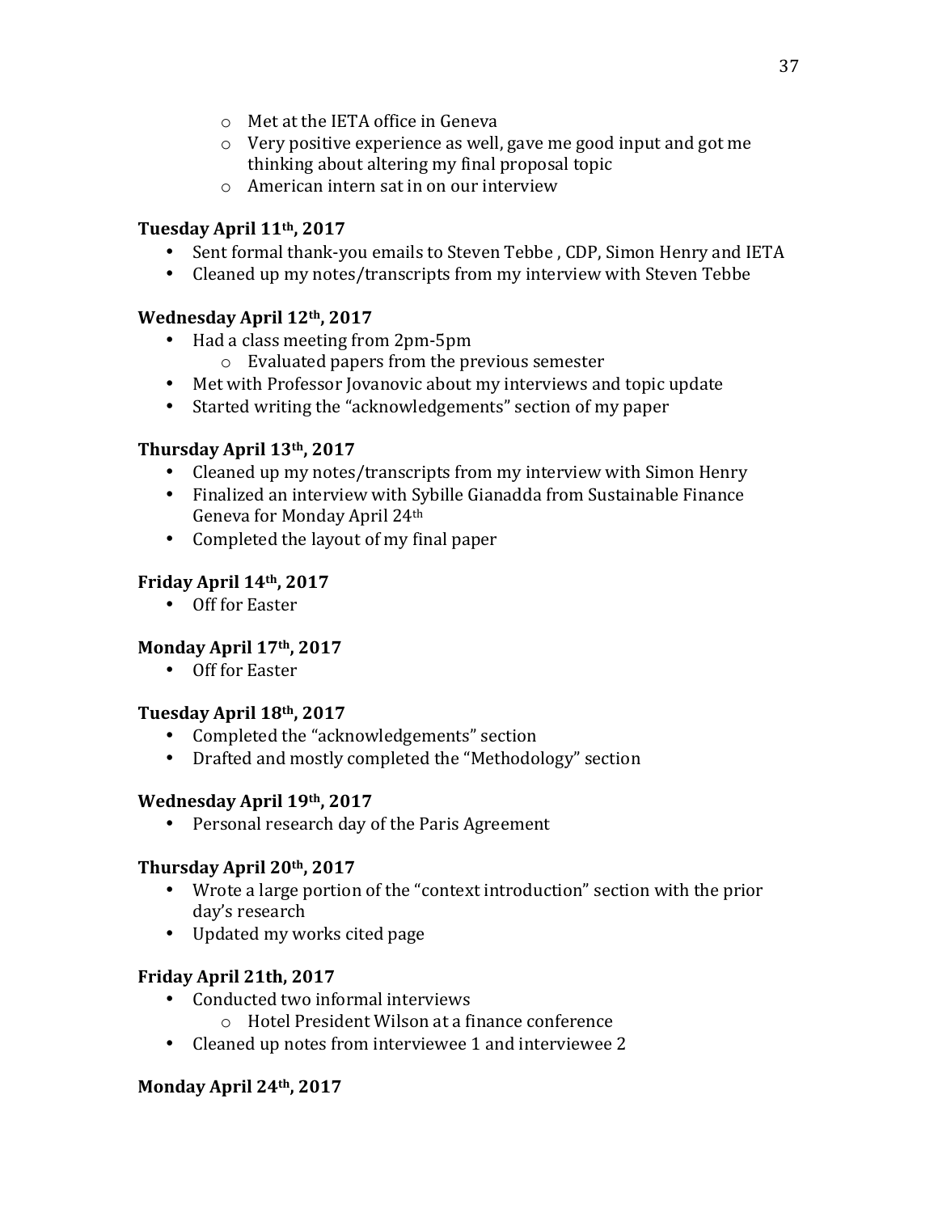- Met at the IETA office in Geneva
- Very positive experience as well, gave me good input and got me thinking about altering my final proposal topic
- American intern sat in on our interview

**Tuesday April 11th, 2017**

- Sent formal thank-you emails to Steven Tebbe , CDP, Simon Henry and IETA
- Cleaned up my notes/transcripts from my interview with Steven Tebbe

**Wednesday April 12th, 2017**

- Had a class meeting from 2pm-5pm
  - Evaluated papers from the previous semester
- Met with Professor Jovanovic about my interviews and topic update
- Started writing the "acknowledgements" section of my paper

**Thursday April 13th, 2017**

- Cleaned up my notes/transcripts from my interview with Simon Henry
- Finalized an interview with Sybille Gianadda from Sustainable Finance Geneva for Monday April 24th
- Completed the layout of my final paper

**Friday April 14th, 2017**

- Off for Easter

**Monday April 17th, 2017**

- Off for Easter

**Tuesday April 18th, 2017**

- Completed the "acknowledgements" section
- Drafted and mostly completed the "Methodology" section

**Wednesday April 19th, 2017**

- Personal research day of the Paris Agreement

**Thursday April 20th, 2017**

- Wrote a large portion of the "context introduction" section with the prior day's research
- Updated my works cited page

**Friday April 21th, 2017**

- Conducted two informal interviews
  - Hotel President Wilson at a finance conference
- Cleaned up notes from interviewee 1 and interviewee 2

**Monday April 24th, 2017**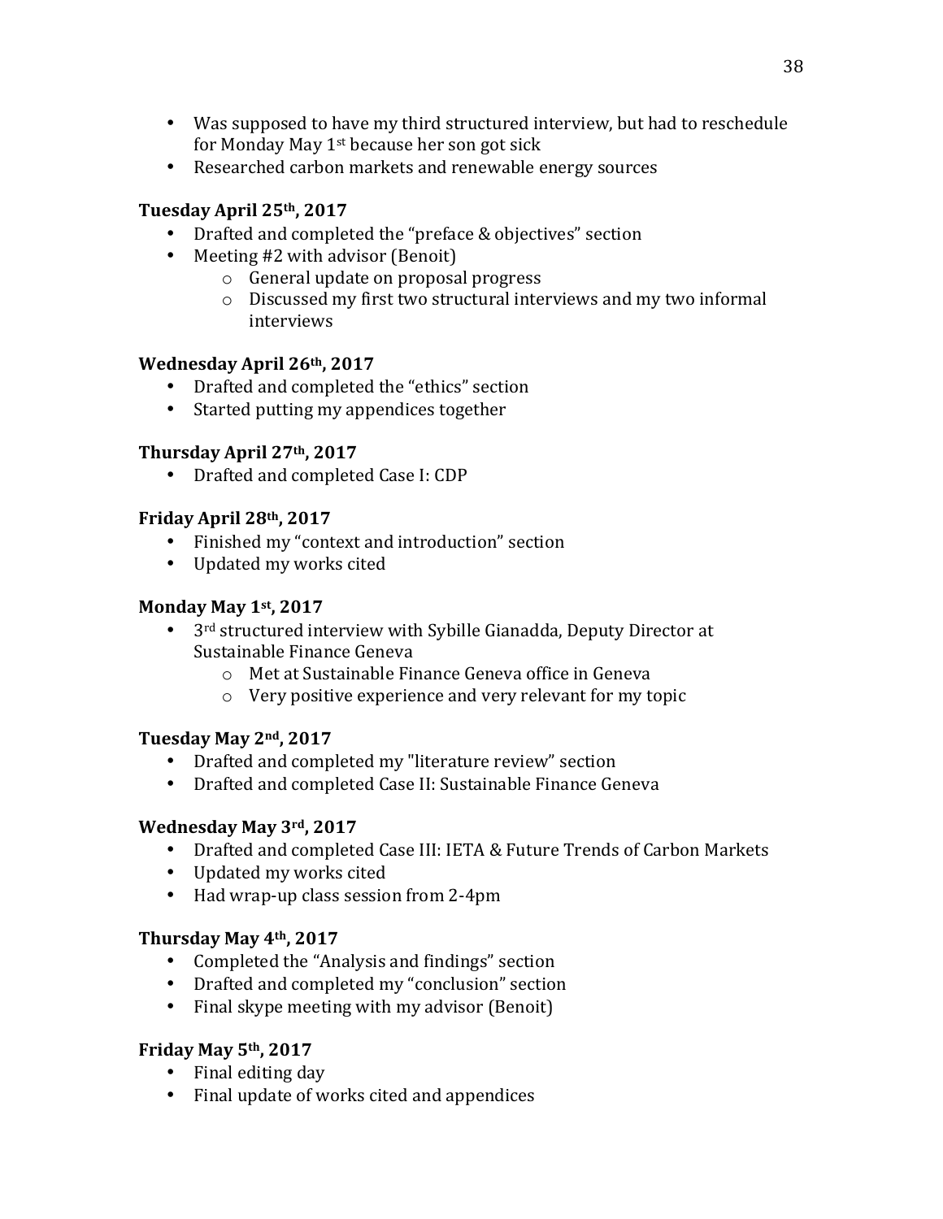- Was supposed to have my third structured interview, but had to reschedule for Monday May 1st because her son got sick
- Researched carbon markets and renewable energy sources

**Tuesday April 25th, 2017**

- Drafted and completed the "preface & objectives" section
- Meeting #2 with advisor (Benoit)
  - General update on proposal progress
  - Discussed my first two structural interviews and my two informal interviews

**Wednesday April 26th, 2017**

- Drafted and completed the "ethics" section
- Started putting my appendices together

**Thursday April 27th, 2017**

- Drafted and completed Case I: CDP

**Friday April 28th, 2017**

- Finished my "context and introduction" section
- Updated my works cited

**Monday May 1st, 2017**

- 3rd structured interview with Sybille Gianadda, Deputy Director at Sustainable Finance Geneva
  - Met at Sustainable Finance Geneva office in Geneva
  - Very positive experience and very relevant for my topic

**Tuesday May 2nd, 2017**

- Drafted and completed my "literature review" section
- Drafted and completed Case II: Sustainable Finance Geneva

**Wednesday May 3rd, 2017**

- Drafted and completed Case III: IETA & Future Trends of Carbon Markets
- Updated my works cited
- Had wrap-up class session from 2-4pm

**Thursday May 4th, 2017**

- Completed the "Analysis and findings" section
- Drafted and completed my "conclusion" section
- Final skype meeting with my advisor (Benoit)

**Friday May 5th, 2017**

- Final editing day
- Final update of works cited and appendices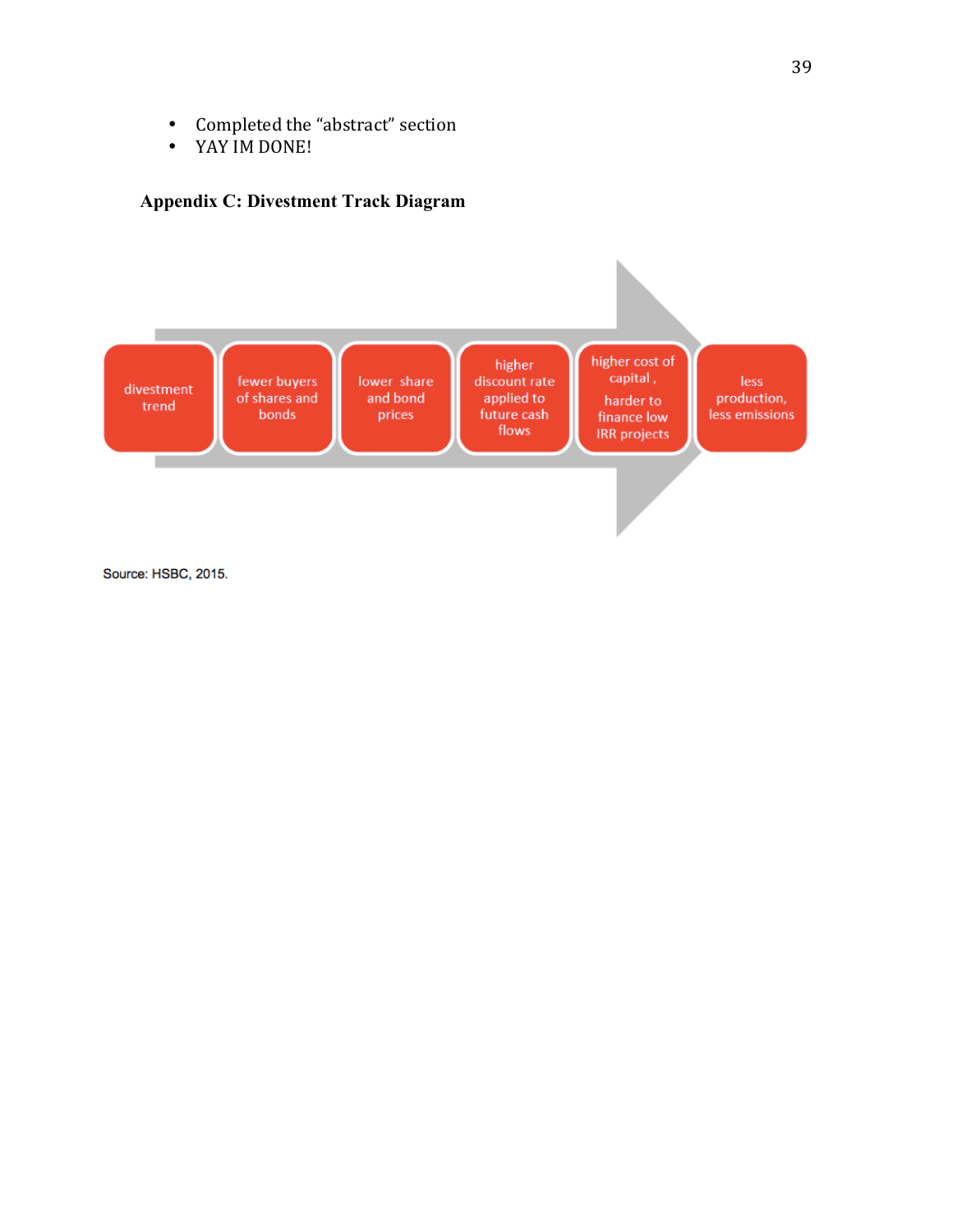- Completed the "abstract" section
- YAY IM DONE!

**Appendix C: Divestment Track Diagram**

divestment trend

fewer buyers of shares and bonds

lower share and bond prices

higher discount rate applied to future cash flows

higher cost of capital , harder to finance low IRR projects

less production, less emissions

Source: HSBC, 2015.